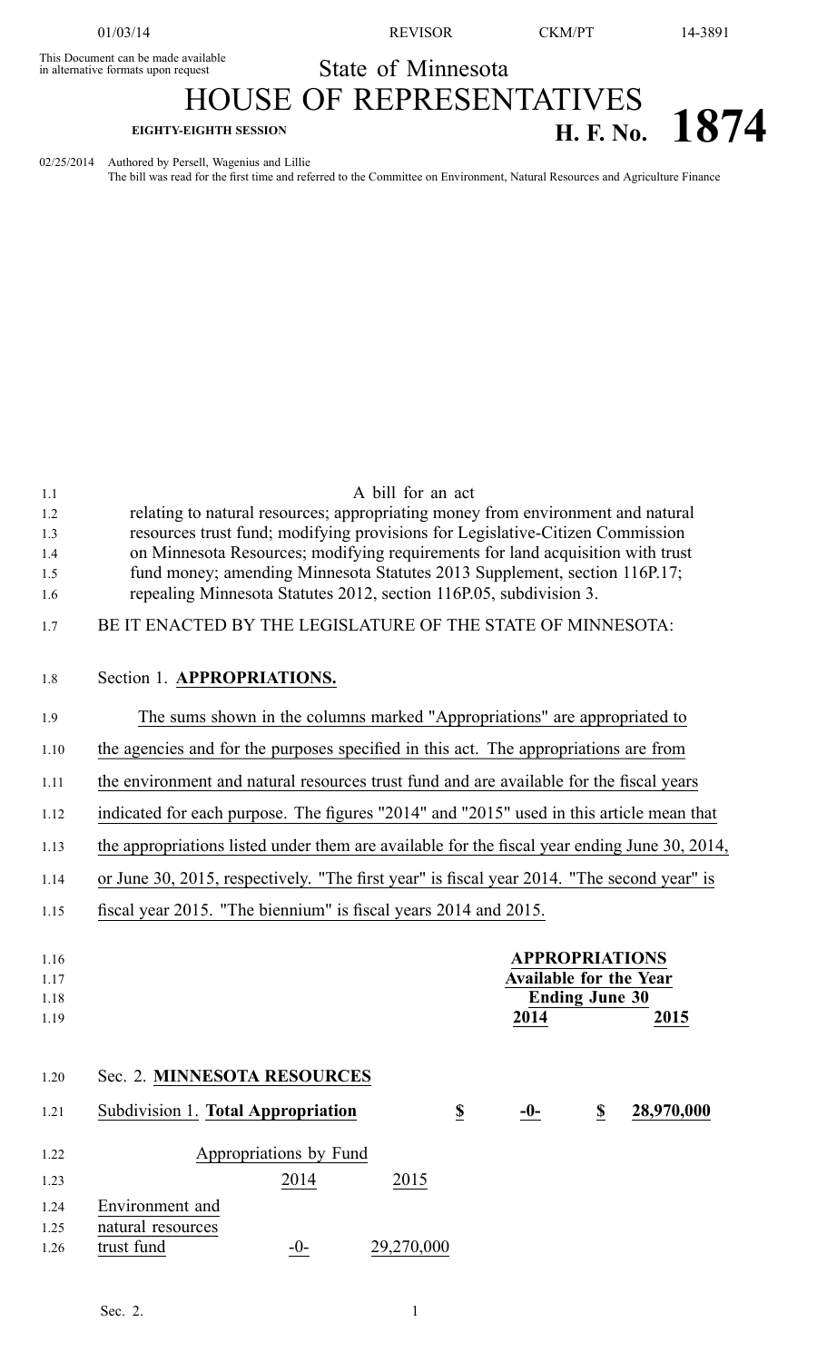This Document can be made available in alternative formats upon request

State of Minnesota

# HOUSE OF REPRESENTATIVES

**EIGHTY-EIGHTH SESSION** **H. F. No. 1874**

02/25/2014 Authored by Persell, Wagenius and Lillie
The bill was read for the first time and referred to the Committee on Environment, Natural Resources and Agriculture Finance

A bill for an act
relating to natural resources; appropriating money from environment and natural resources trust fund; modifying provisions for Legislative-Citizen Commission on Minnesota Resources; modifying requirements for land acquisition with trust fund money; amending Minnesota Statutes 2013 Supplement, section 116P.17; repealing Minnesota Statutes 2012, section 116P.05, subdivision 3.

BE IT ENACTED BY THE LEGISLATURE OF THE STATE OF MINNESOTA:

Section 1. **APPROPRIATIONS.**

The sums shown in the columns marked "Appropriations" are appropriated to the agencies and for the purposes specified in this act. The appropriations are from the environment and natural resources trust fund and are available for the fiscal years indicated for each purpose. The figures "2014" and "2015" used in this article mean that the appropriations listed under them are available for the fiscal year ending June 30, 2014, or June 30, 2015, respectively. "The first year" is fiscal year 2014. "The second year" is fiscal year 2015. "The biennium" is fiscal years 2014 and 2015.

| | | APPROPRIATIONS Available for the Year Ending June 30 | | |
|---|---|---|---|---|
| | | 2014 | | 2015 |

Sec. 2. **MINNESOTA RESOURCES**

| Subdivision 1. **Total Appropriation** | $ | -0- | $ | 28,970,000 |
|---|---|---|---|---|

| Appropriations by Fund | 2014 | 2015 |
|---|---|---|
| Environment and natural resources trust fund | -0- | 29,270,000 |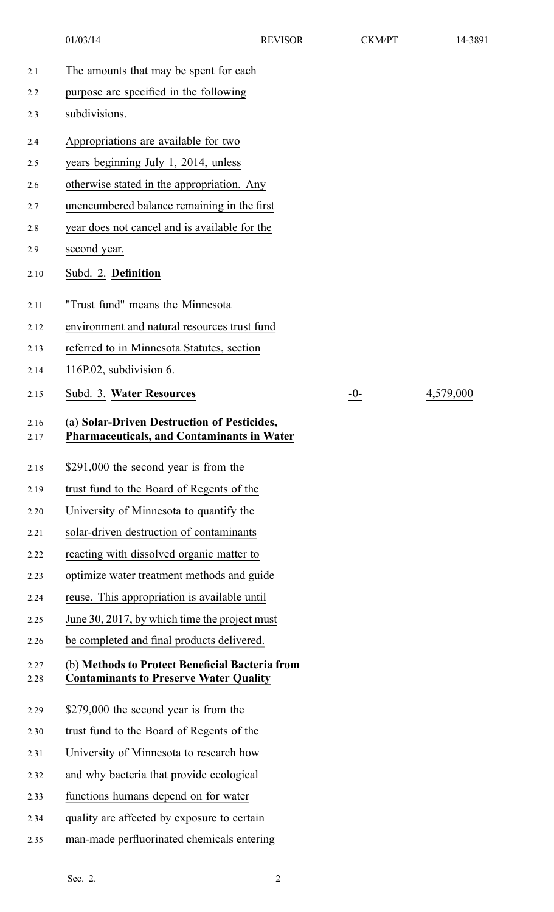The amounts that may be spent for each purpose are specified in the following subdivisions.

Appropriations are available for two years beginning July 1, 2014, unless otherwise stated in the appropriation. Any unencumbered balance remaining in the first year does not cancel and is available for the second year.

Subd. 2. **Definition**

"Trust fund" means the Minnesota environment and natural resources trust fund referred to in Minnesota Statutes, section 116P.02, subdivision 6.

| | | |
|---|---|---|
| Subd. 3. **Water Resources** | -0- | 4,579,000 |

(a) **Solar-Driven Destruction of Pesticides, Pharmaceuticals, and Contaminants in Water**

$291,000 the second year is from the trust fund to the Board of Regents of the University of Minnesota to quantify the solar-driven destruction of contaminants reacting with dissolved organic matter to optimize water treatment methods and guide reuse. This appropriation is available until June 30, 2017, by which time the project must be completed and final products delivered.

(b) **Methods to Protect Beneficial Bacteria from Contaminants to Preserve Water Quality**

$279,000 the second year is from the trust fund to the Board of Regents of the University of Minnesota to research how and why bacteria that provide ecological functions humans depend on for water quality are affected by exposure to certain man-made perfluorinated chemicals entering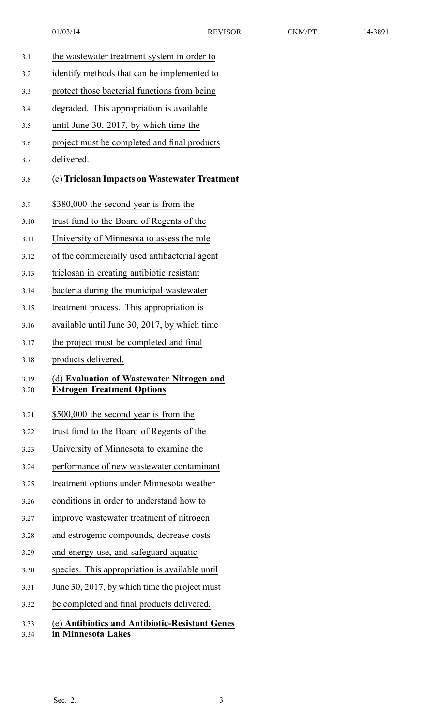the wastewater treatment system in order to identify methods that can be implemented to protect those bacterial functions from being degraded. This appropriation is available until June 30, 2017, by which time the project must be completed and final products delivered.

**(c) Triclosan Impacts on Wastewater Treatment**

$380,000 the second year is from the trust fund to the Board of Regents of the University of Minnesota to assess the role of the commercially used antibacterial agent triclosan in creating antibiotic resistant bacteria during the municipal wastewater treatment process. This appropriation is available until June 30, 2017, by which time the project must be completed and final products delivered.

**(d) Evaluation of Wastewater Nitrogen and Estrogen Treatment Options**

$500,000 the second year is from the trust fund to the Board of Regents of the University of Minnesota to examine the performance of new wastewater contaminant treatment options under Minnesota weather conditions in order to understand how to improve wastewater treatment of nitrogen and estrogenic compounds, decrease costs and energy use, and safeguard aquatic species. This appropriation is available until June 30, 2017, by which time the project must be completed and final products delivered.

**(e) Antibiotics and Antibiotic-Resistant Genes in Minnesota Lakes**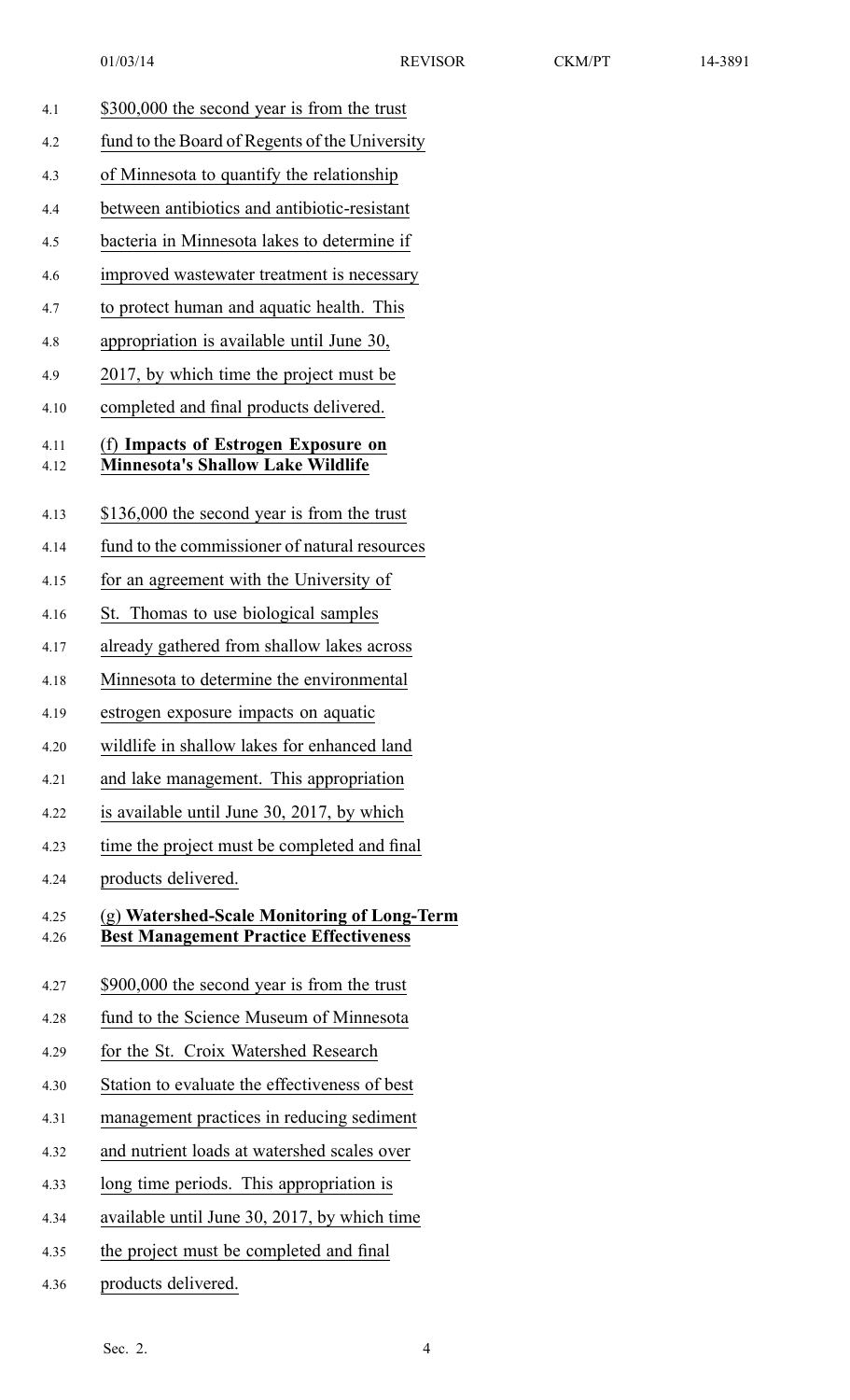$300,000 the second year is from the trust fund to the Board of Regents of the University of Minnesota to quantify the relationship between antibiotics and antibiotic-resistant bacteria in Minnesota lakes to determine if improved wastewater treatment is necessary to protect human and aquatic health. This appropriation is available until June 30, 2017, by which time the project must be completed and final products delivered.

(f) **Impacts of Estrogen Exposure on Minnesota's Shallow Lake Wildlife**

$136,000 the second year is from the trust fund to the commissioner of natural resources for an agreement with the University of St. Thomas to use biological samples already gathered from shallow lakes across Minnesota to determine the environmental estrogen exposure impacts on aquatic wildlife in shallow lakes for enhanced land and lake management. This appropriation is available until June 30, 2017, by which time the project must be completed and final products delivered.

(g) **Watershed-Scale Monitoring of Long-Term Best Management Practice Effectiveness**

$900,000 the second year is from the trust fund to the Science Museum of Minnesota for the St. Croix Watershed Research Station to evaluate the effectiveness of best management practices in reducing sediment and nutrient loads at watershed scales over long time periods. This appropriation is available until June 30, 2017, by which time the project must be completed and final products delivered.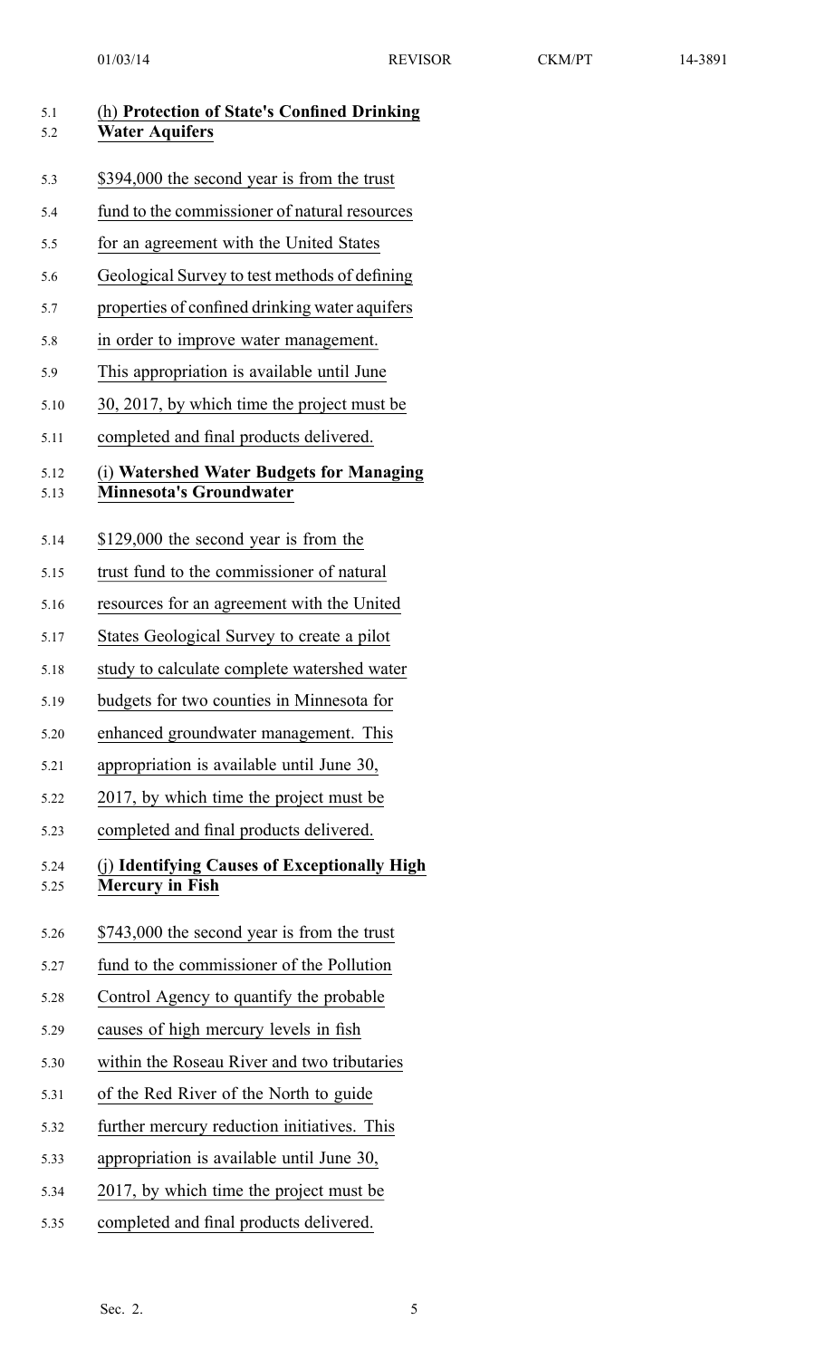(h) **Protection of State's Confined Drinking Water Aquifers**

\$394,000 the second year is from the trust fund to the commissioner of natural resources for an agreement with the United States Geological Survey to test methods of defining properties of confined drinking water aquifers in order to improve water management. This appropriation is available until June 30, 2017, by which time the project must be completed and final products delivered.

(i) **Watershed Water Budgets for Managing Minnesota's Groundwater**

\$129,000 the second year is from the trust fund to the commissioner of natural resources for an agreement with the United States Geological Survey to create a pilot study to calculate complete watershed water budgets for two counties in Minnesota for enhanced groundwater management. This appropriation is available until June 30, 2017, by which time the project must be completed and final products delivered.

(j) **Identifying Causes of Exceptionally High Mercury in Fish**

\$743,000 the second year is from the trust fund to the commissioner of the Pollution Control Agency to quantify the probable causes of high mercury levels in fish within the Roseau River and two tributaries of the Red River of the North to guide further mercury reduction initiatives. This appropriation is available until June 30, 2017, by which time the project must be completed and final products delivered.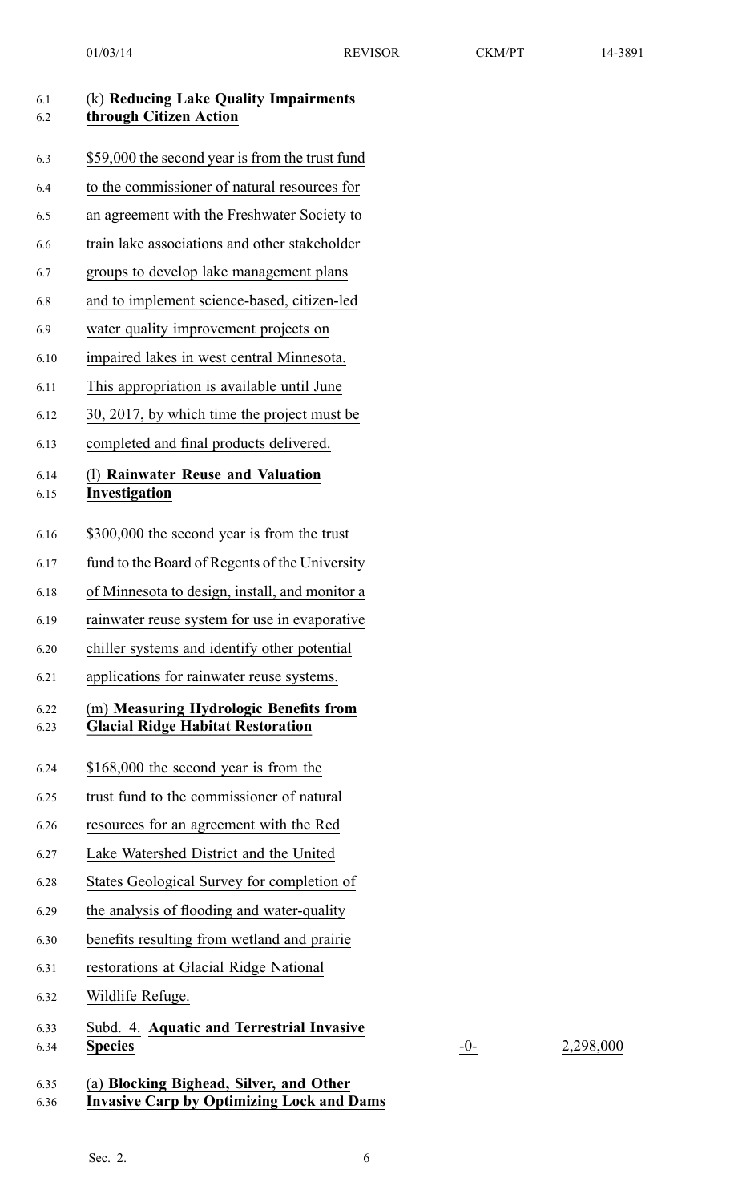(k) **Reducing Lake Quality Impairments through Citizen Action**

$59,000 the second year is from the trust fund to the commissioner of natural resources for an agreement with the Freshwater Society to train lake associations and other stakeholder groups to develop lake management plans and to implement science-based, citizen-led water quality improvement projects on impaired lakes in west central Minnesota. This appropriation is available until June 30, 2017, by which time the project must be completed and final products delivered.

(l) **Rainwater Reuse and Valuation Investigation**

$300,000 the second year is from the trust fund to the Board of Regents of the University of Minnesota to design, install, and monitor a rainwater reuse system for use in evaporative chiller systems and identify other potential applications for rainwater reuse systems.

(m) **Measuring Hydrologic Benefits from Glacial Ridge Habitat Restoration**

$168,000 the second year is from the trust fund to the commissioner of natural resources for an agreement with the Red Lake Watershed District and the United States Geological Survey for completion of the analysis of flooding and water-quality benefits resulting from wetland and prairie restorations at Glacial Ridge National Wildlife Refuge.

| Subd. 4. **Aquatic and Terrestrial Invasive Species** | -0- | 2,298,000 |
|---|---|---|

(a) **Blocking Bighead, Silver, and Other Invasive Carp by Optimizing Lock and Dams**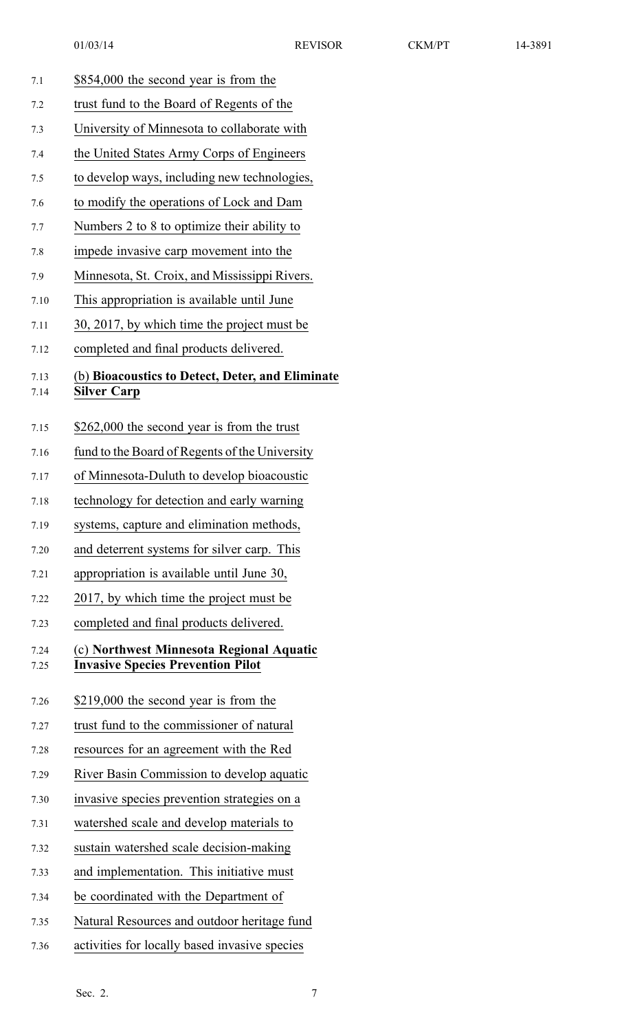$854,000 the second year is from the trust fund to the Board of Regents of the University of Minnesota to collaborate with the United States Army Corps of Engineers to develop ways, including new technologies, to modify the operations of Lock and Dam Numbers 2 to 8 to optimize their ability to impede invasive carp movement into the Minnesota, St. Croix, and Mississippi Rivers. This appropriation is available until June 30, 2017, by which time the project must be completed and final products delivered.

(b) **Bioacoustics to Detect, Deter, and Eliminate Silver Carp**

$262,000 the second year is from the trust fund to the Board of Regents of the University of Minnesota-Duluth to develop bioacoustic technology for detection and early warning systems, capture and elimination methods, and deterrent systems for silver carp. This appropriation is available until June 30, 2017, by which time the project must be completed and final products delivered.

(c) **Northwest Minnesota Regional Aquatic Invasive Species Prevention Pilot**

$219,000 the second year is from the trust fund to the commissioner of natural resources for an agreement with the Red River Basin Commission to develop aquatic invasive species prevention strategies on a watershed scale and develop materials to sustain watershed scale decision-making and implementation. This initiative must be coordinated with the Department of Natural Resources and outdoor heritage fund activities for locally based invasive species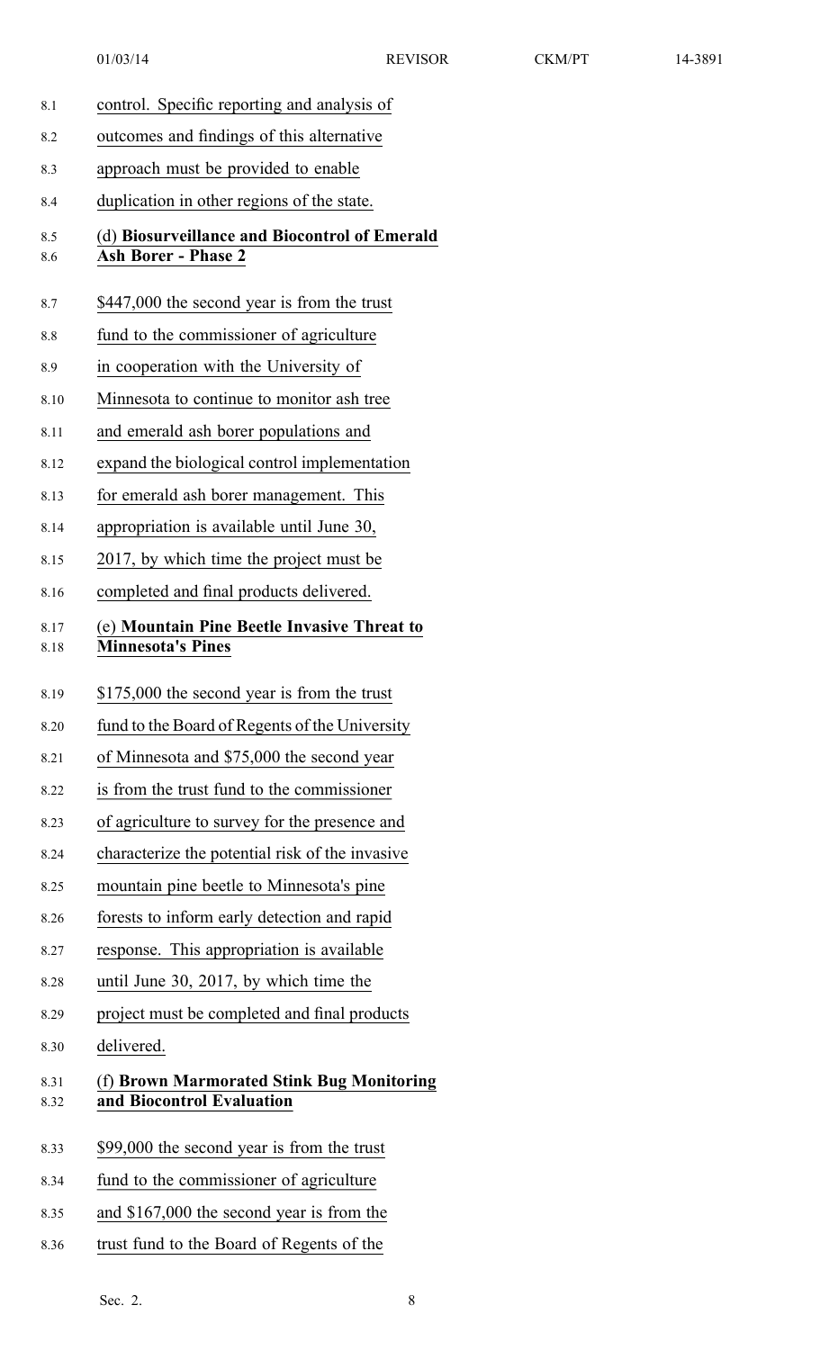control. Specific reporting and analysis of outcomes and findings of this alternative approach must be provided to enable duplication in other regions of the state.

(d) **Biosurveillance and Biocontrol of Emerald Ash Borer - Phase 2**

$447,000 the second year is from the trust fund to the commissioner of agriculture in cooperation with the University of Minnesota to continue to monitor ash tree and emerald ash borer populations and expand the biological control implementation for emerald ash borer management. This appropriation is available until June 30, 2017, by which time the project must be completed and final products delivered.

(e) **Mountain Pine Beetle Invasive Threat to Minnesota's Pines**

$175,000 the second year is from the trust fund to the Board of Regents of the University of Minnesota and $75,000 the second year is from the trust fund to the commissioner of agriculture to survey for the presence and characterize the potential risk of the invasive mountain pine beetle to Minnesota's pine forests to inform early detection and rapid response. This appropriation is available until June 30, 2017, by which time the project must be completed and final products delivered.

(f) **Brown Marmorated Stink Bug Monitoring and Biocontrol Evaluation**

$99,000 the second year is from the trust fund to the commissioner of agriculture and $167,000 the second year is from the trust fund to the Board of Regents of the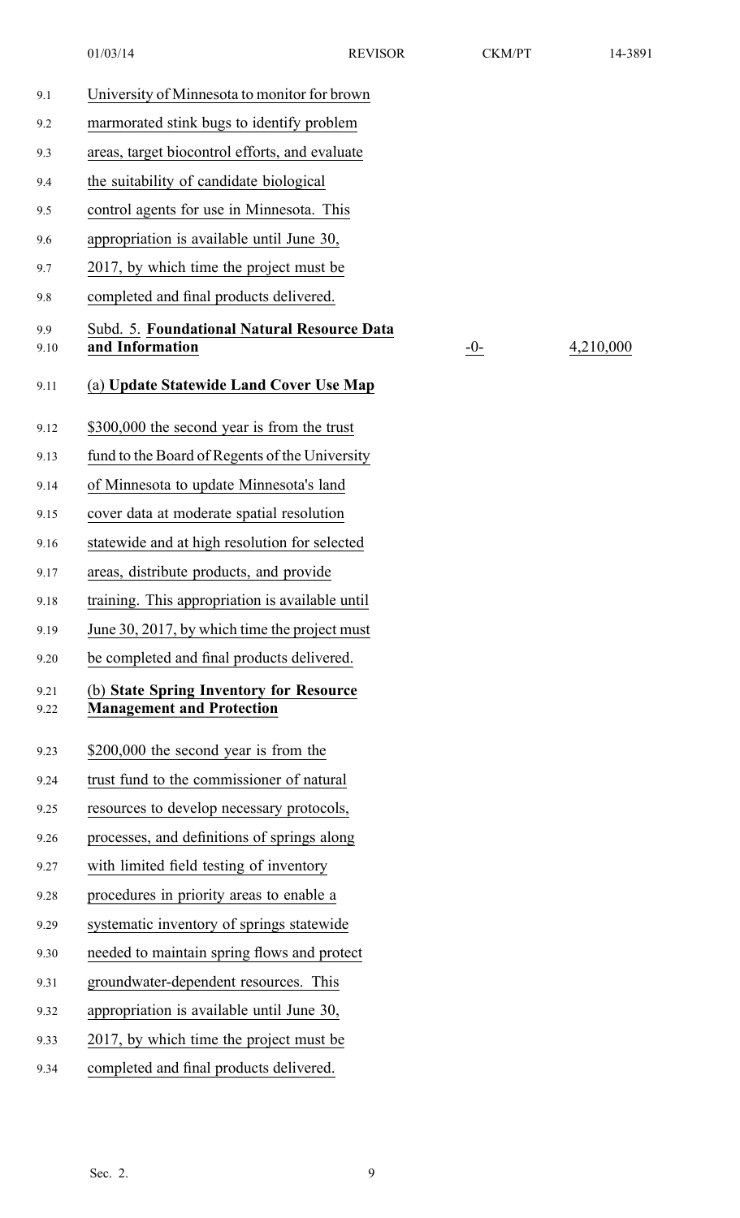University of Minnesota to monitor for brown marmorated stink bugs to identify problem areas, target biocontrol efforts, and evaluate the suitability of candidate biological control agents for use in Minnesota. This appropriation is available until June 30, 2017, by which time the project must be completed and final products delivered.

| | | |
|---|---|---|
| Subd. 5. **Foundational Natural Resource Data and Information** | -0- | 4,210,000 |

(a) **Update Statewide Land Cover Use Map**

$300,000 the second year is from the trust fund to the Board of Regents of the University of Minnesota to update Minnesota's land cover data at moderate spatial resolution statewide and at high resolution for selected areas, distribute products, and provide training. This appropriation is available until June 30, 2017, by which time the project must be completed and final products delivered.

(b) **State Spring Inventory for Resource Management and Protection**

$200,000 the second year is from the trust fund to the commissioner of natural resources to develop necessary protocols, processes, and definitions of springs along with limited field testing of inventory procedures in priority areas to enable a systematic inventory of springs statewide needed to maintain spring flows and protect groundwater-dependent resources. This appropriation is available until June 30, 2017, by which time the project must be completed and final products delivered.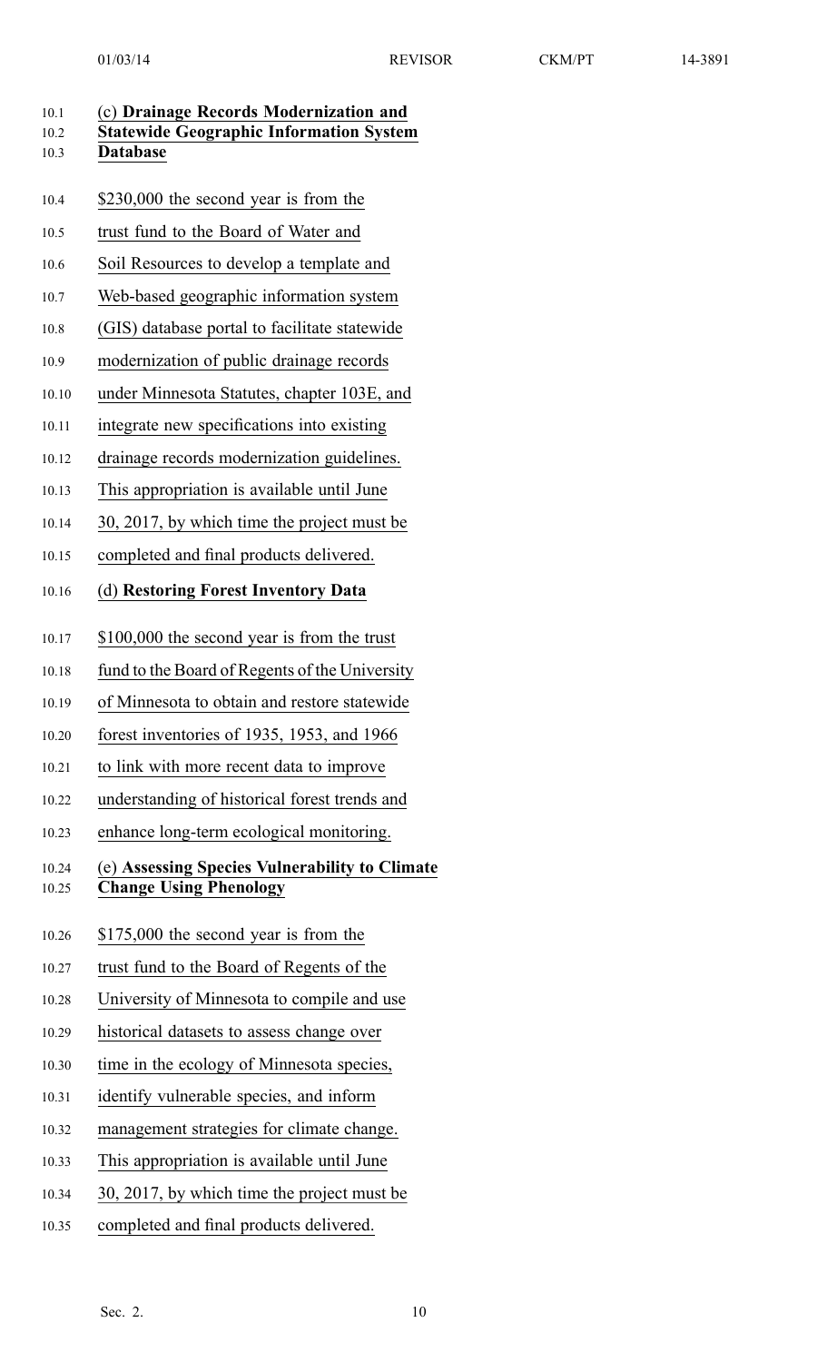(c) **Drainage Records Modernization and Statewide Geographic Information System Database**

$230,000 the second year is from the trust fund to the Board of Water and Soil Resources to develop a template and Web-based geographic information system (GIS) database portal to facilitate statewide modernization of public drainage records under Minnesota Statutes, chapter 103E, and integrate new specifications into existing drainage records modernization guidelines. This appropriation is available until June 30, 2017, by which time the project must be completed and final products delivered.

(d) **Restoring Forest Inventory Data**

$100,000 the second year is from the trust fund to the Board of Regents of the University of Minnesota to obtain and restore statewide forest inventories of 1935, 1953, and 1966 to link with more recent data to improve understanding of historical forest trends and enhance long-term ecological monitoring.

(e) **Assessing Species Vulnerability to Climate Change Using Phenology**

$175,000 the second year is from the trust fund to the Board of Regents of the University of Minnesota to compile and use historical datasets to assess change over time in the ecology of Minnesota species, identify vulnerable species, and inform management strategies for climate change. This appropriation is available until June 30, 2017, by which time the project must be completed and final products delivered.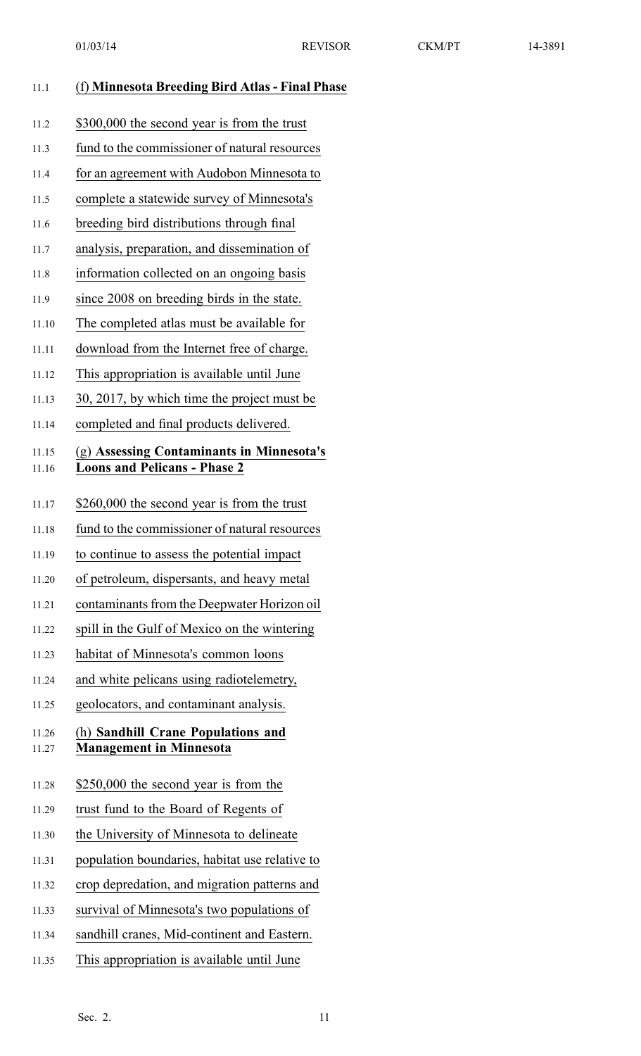(f) **Minnesota Breeding Bird Atlas - Final Phase**

$300,000 the second year is from the trust fund to the commissioner of natural resources for an agreement with Audobon Minnesota to complete a statewide survey of Minnesota's breeding bird distributions through final analysis, preparation, and dissemination of information collected on an ongoing basis since 2008 on breeding birds in the state. The completed atlas must be available for download from the Internet free of charge. This appropriation is available until June 30, 2017, by which time the project must be completed and final products delivered.

(g) **Assessing Contaminants in Minnesota's Loons and Pelicans - Phase 2**

$260,000 the second year is from the trust fund to the commissioner of natural resources to continue to assess the potential impact of petroleum, dispersants, and heavy metal contaminants from the Deepwater Horizon oil spill in the Gulf of Mexico on the wintering habitat of Minnesota's common loons and white pelicans using radiotelemetry, geolocators, and contaminant analysis.

(h) **Sandhill Crane Populations and Management in Minnesota**

$250,000 the second year is from the trust fund to the Board of Regents of the University of Minnesota to delineate population boundaries, habitat use relative to crop depredation, and migration patterns and survival of Minnesota's two populations of sandhill cranes, Mid-continent and Eastern. This appropriation is available until June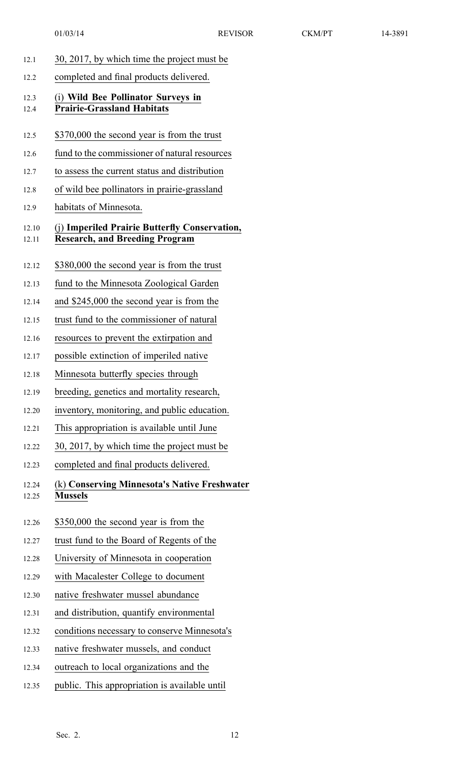30, 2017, by which time the project must be completed and final products delivered.

(i) **Wild Bee Pollinator Surveys in Prairie-Grassland Habitats**

$370,000 the second year is from the trust fund to the commissioner of natural resources to assess the current status and distribution of wild bee pollinators in prairie-grassland habitats of Minnesota.

(j) **Imperiled Prairie Butterfly Conservation, Research, and Breeding Program**

$380,000 the second year is from the trust fund to the Minnesota Zoological Garden and $245,000 the second year is from the trust fund to the commissioner of natural resources to prevent the extirpation and possible extinction of imperiled native Minnesota butterfly species through breeding, genetics and mortality research, inventory, monitoring, and public education. This appropriation is available until June 30, 2017, by which time the project must be completed and final products delivered.

(k) **Conserving Minnesota's Native Freshwater Mussels**

$350,000 the second year is from the trust fund to the Board of Regents of the University of Minnesota in cooperation with Macalester College to document native freshwater mussel abundance and distribution, quantify environmental conditions necessary to conserve Minnesota's native freshwater mussels, and conduct outreach to local organizations and the public. This appropriation is available until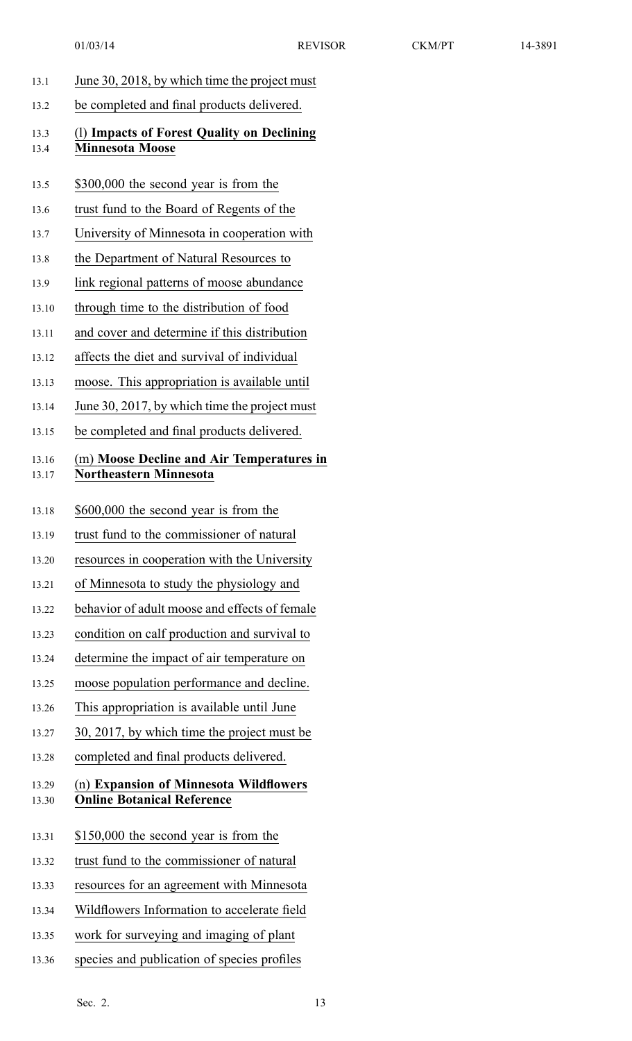June 30, 2018, by which time the project must be completed and final products delivered.

(l) **Impacts of Forest Quality on Declining Minnesota Moose**

$300,000 the second year is from the trust fund to the Board of Regents of the University of Minnesota in cooperation with the Department of Natural Resources to link regional patterns of moose abundance through time to the distribution of food and cover and determine if this distribution affects the diet and survival of individual moose. This appropriation is available until June 30, 2017, by which time the project must be completed and final products delivered.

(m) **Moose Decline and Air Temperatures in Northeastern Minnesota**

$600,000 the second year is from the trust fund to the commissioner of natural resources in cooperation with the University of Minnesota to study the physiology and behavior of adult moose and effects of female condition on calf production and survival to determine the impact of air temperature on moose population performance and decline. This appropriation is available until June 30, 2017, by which time the project must be completed and final products delivered.

(n) **Expansion of Minnesota Wildflowers Online Botanical Reference**

$150,000 the second year is from the trust fund to the commissioner of natural resources for an agreement with Minnesota Wildflowers Information to accelerate field work for surveying and imaging of plant species and publication of species profiles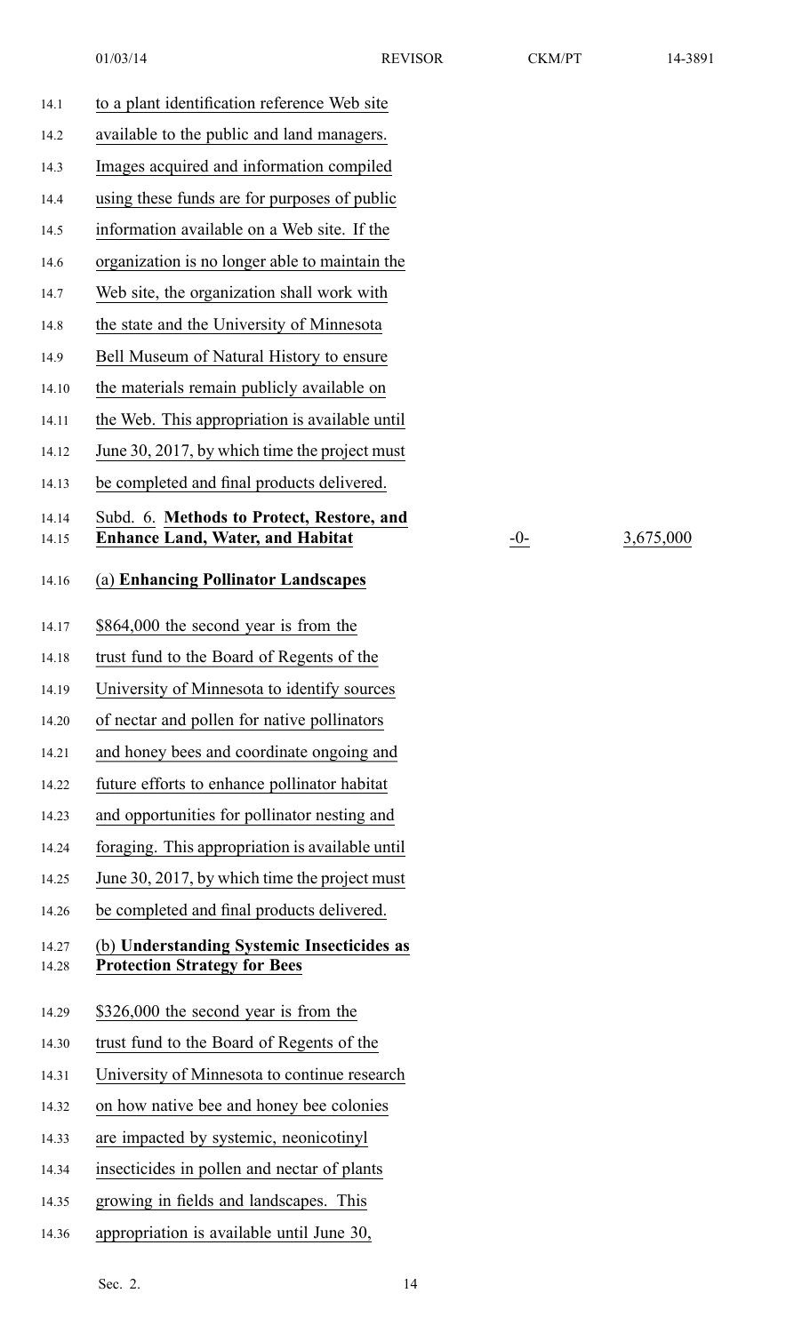to a plant identification reference Web site available to the public and land managers. Images acquired and information compiled using these funds are for purposes of public information available on a Web site. If the organization is no longer able to maintain the Web site, the organization shall work with the state and the University of Minnesota Bell Museum of Natural History to ensure the materials remain publicly available on the Web. This appropriation is available until June 30, 2017, by which time the project must be completed and final products delivered.

Subd. 6. **Methods to Protect, Restore, and Enhance Land, Water, and Habitat** -0- 3,675,000

(a) **Enhancing Pollinator Landscapes**

$864,000 the second year is from the trust fund to the Board of Regents of the University of Minnesota to identify sources of nectar and pollen for native pollinators and honey bees and coordinate ongoing and future efforts to enhance pollinator habitat and opportunities for pollinator nesting and foraging. This appropriation is available until June 30, 2017, by which time the project must be completed and final products delivered.

(b) **Understanding Systemic Insecticides as Protection Strategy for Bees**

$326,000 the second year is from the trust fund to the Board of Regents of the University of Minnesota to continue research on how native bee and honey bee colonies are impacted by systemic, neonicotinyl insecticides in pollen and nectar of plants growing in fields and landscapes. This appropriation is available until June 30,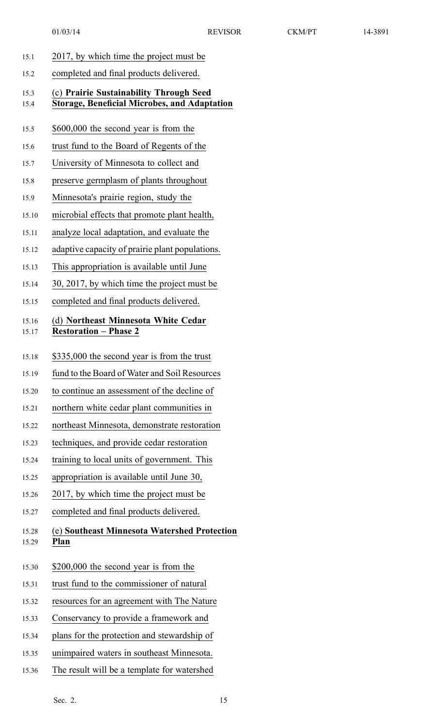2017, by which time the project must be completed and final products delivered.

(c) **Prairie Sustainability Through Seed Storage, Beneficial Microbes, and Adaptation**

$600,000 the second year is from the trust fund to the Board of Regents of the University of Minnesota to collect and preserve germplasm of plants throughout Minnesota's prairie region, study the microbial effects that promote plant health, analyze local adaptation, and evaluate the adaptive capacity of prairie plant populations. This appropriation is available until June 30, 2017, by which time the project must be completed and final products delivered.

(d) **Northeast Minnesota White Cedar Restoration – Phase 2**

$335,000 the second year is from the trust fund to the Board of Water and Soil Resources to continue an assessment of the decline of northern white cedar plant communities in northeast Minnesota, demonstrate restoration techniques, and provide cedar restoration training to local units of government. This appropriation is available until June 30, 2017, by which time the project must be completed and final products delivered.

(e) **Southeast Minnesota Watershed Protection Plan**

$200,000 the second year is from the trust fund to the commissioner of natural resources for an agreement with The Nature Conservancy to provide a framework and plans for the protection and stewardship of unimpaired waters in southeast Minnesota. The result will be a template for watershed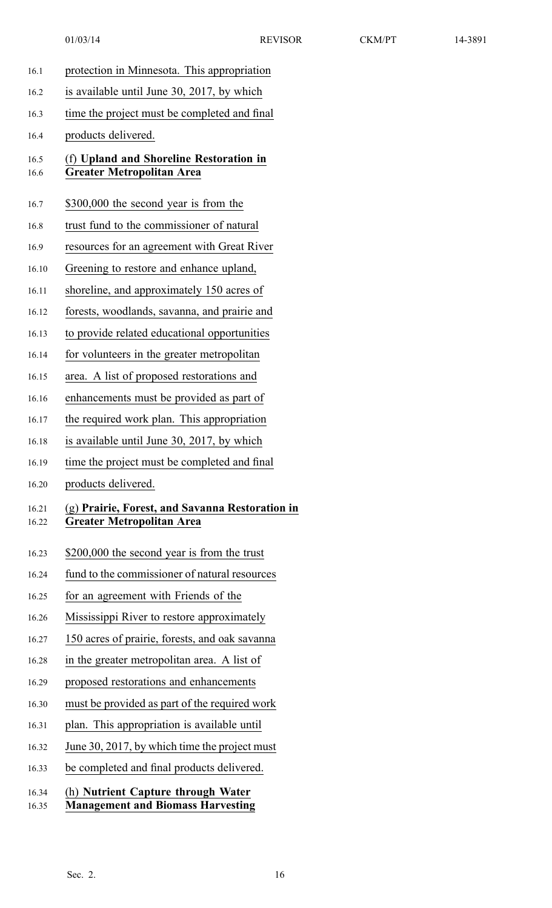protection in Minnesota. This appropriation is available until June 30, 2017, by which time the project must be completed and final products delivered.

(f) **Upland and Shoreline Restoration in Greater Metropolitan Area**

\$300,000 the second year is from the trust fund to the commissioner of natural resources for an agreement with Great River Greening to restore and enhance upland, shoreline, and approximately 150 acres of forests, woodlands, savanna, and prairie and to provide related educational opportunities for volunteers in the greater metropolitan area. A list of proposed restorations and enhancements must be provided as part of the required work plan. This appropriation is available until June 30, 2017, by which time the project must be completed and final products delivered.

(g) **Prairie, Forest, and Savanna Restoration in Greater Metropolitan Area**

\$200,000 the second year is from the trust fund to the commissioner of natural resources for an agreement with Friends of the Mississippi River to restore approximately 150 acres of prairie, forests, and oak savanna in the greater metropolitan area. A list of proposed restorations and enhancements must be provided as part of the required work plan. This appropriation is available until June 30, 2017, by which time the project must be completed and final products delivered.

(h) **Nutrient Capture through Water Management and Biomass Harvesting**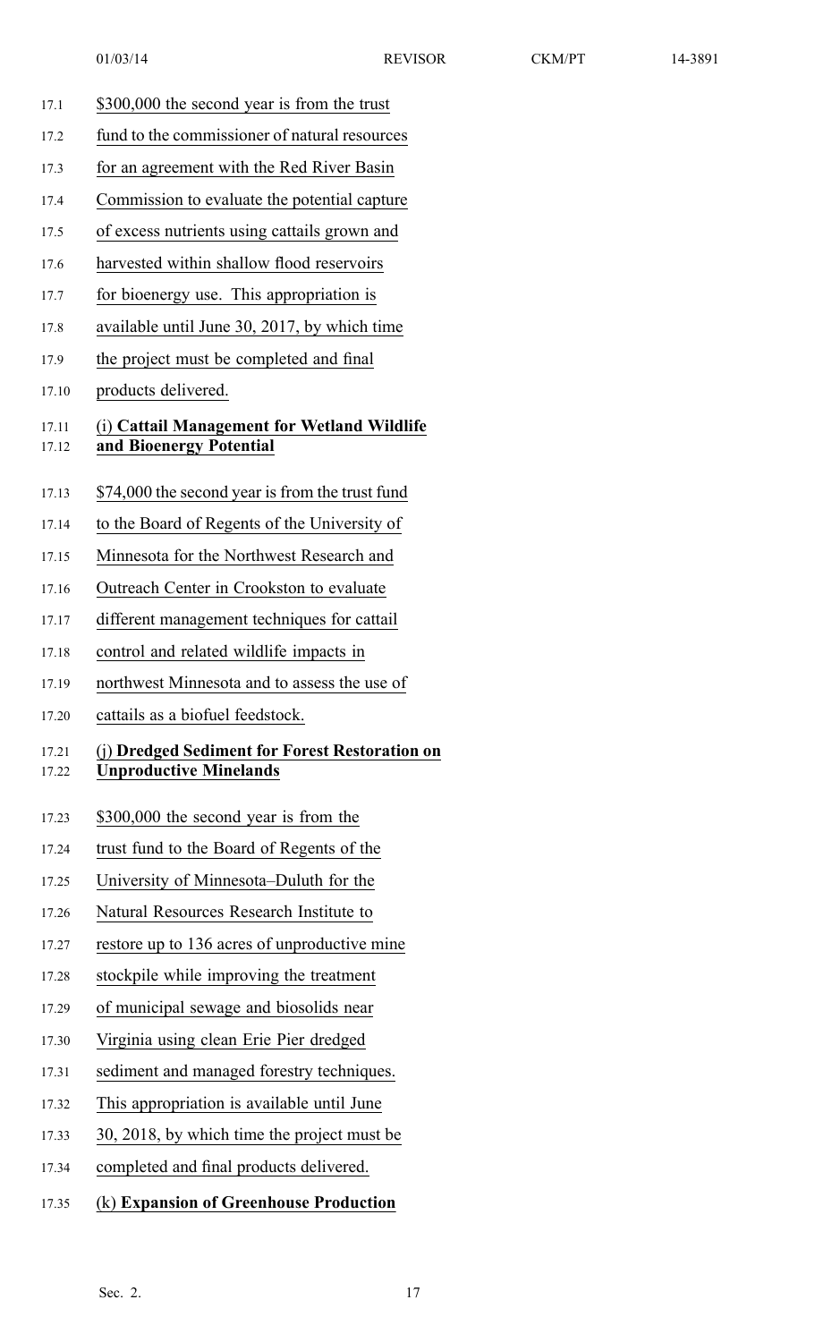$300,000 the second year is from the trust fund to the commissioner of natural resources for an agreement with the Red River Basin Commission to evaluate the potential capture of excess nutrients using cattails grown and harvested within shallow flood reservoirs for bioenergy use. This appropriation is available until June 30, 2017, by which time the project must be completed and final products delivered.

(i) **Cattail Management for Wetland Wildlife and Bioenergy Potential**

$74,000 the second year is from the trust fund to the Board of Regents of the University of Minnesota for the Northwest Research and Outreach Center in Crookston to evaluate different management techniques for cattail control and related wildlife impacts in northwest Minnesota and to assess the use of cattails as a biofuel feedstock.

(j) **Dredged Sediment for Forest Restoration on Unproductive Minelands**

$300,000 the second year is from the trust fund to the Board of Regents of the University of Minnesota–Duluth for the Natural Resources Research Institute to restore up to 136 acres of unproductive mine stockpile while improving the treatment of municipal sewage and biosolids near Virginia using clean Erie Pier dredged sediment and managed forestry techniques. This appropriation is available until June 30, 2018, by which time the project must be completed and final products delivered.

(k) **Expansion of Greenhouse Production**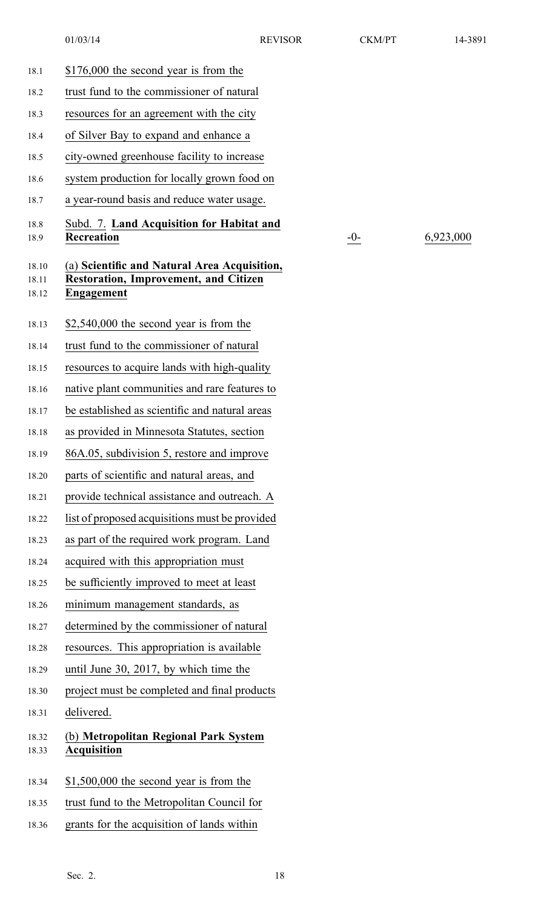$176,000 the second year is from the trust fund to the commissioner of natural resources for an agreement with the city of Silver Bay to expand and enhance a city-owned greenhouse facility to increase system production for locally grown food on a year-round basis and reduce water usage.

| | | |
|---|---|---|
| Subd. 7. **Land Acquisition for Habitat and Recreation** | -0- | 6,923,000 |

(a) **Scientific and Natural Area Acquisition, Restoration, Improvement, and Citizen Engagement**

$2,540,000 the second year is from the trust fund to the commissioner of natural resources to acquire lands with high-quality native plant communities and rare features to be established as scientific and natural areas as provided in Minnesota Statutes, section 86A.05, subdivision 5, restore and improve parts of scientific and natural areas, and provide technical assistance and outreach. A list of proposed acquisitions must be provided as part of the required work program. Land acquired with this appropriation must be sufficiently improved to meet at least minimum management standards, as determined by the commissioner of natural resources. This appropriation is available until June 30, 2017, by which time the project must be completed and final products delivered.

(b) **Metropolitan Regional Park System Acquisition**

$1,500,000 the second year is from the trust fund to the Metropolitan Council for grants for the acquisition of lands within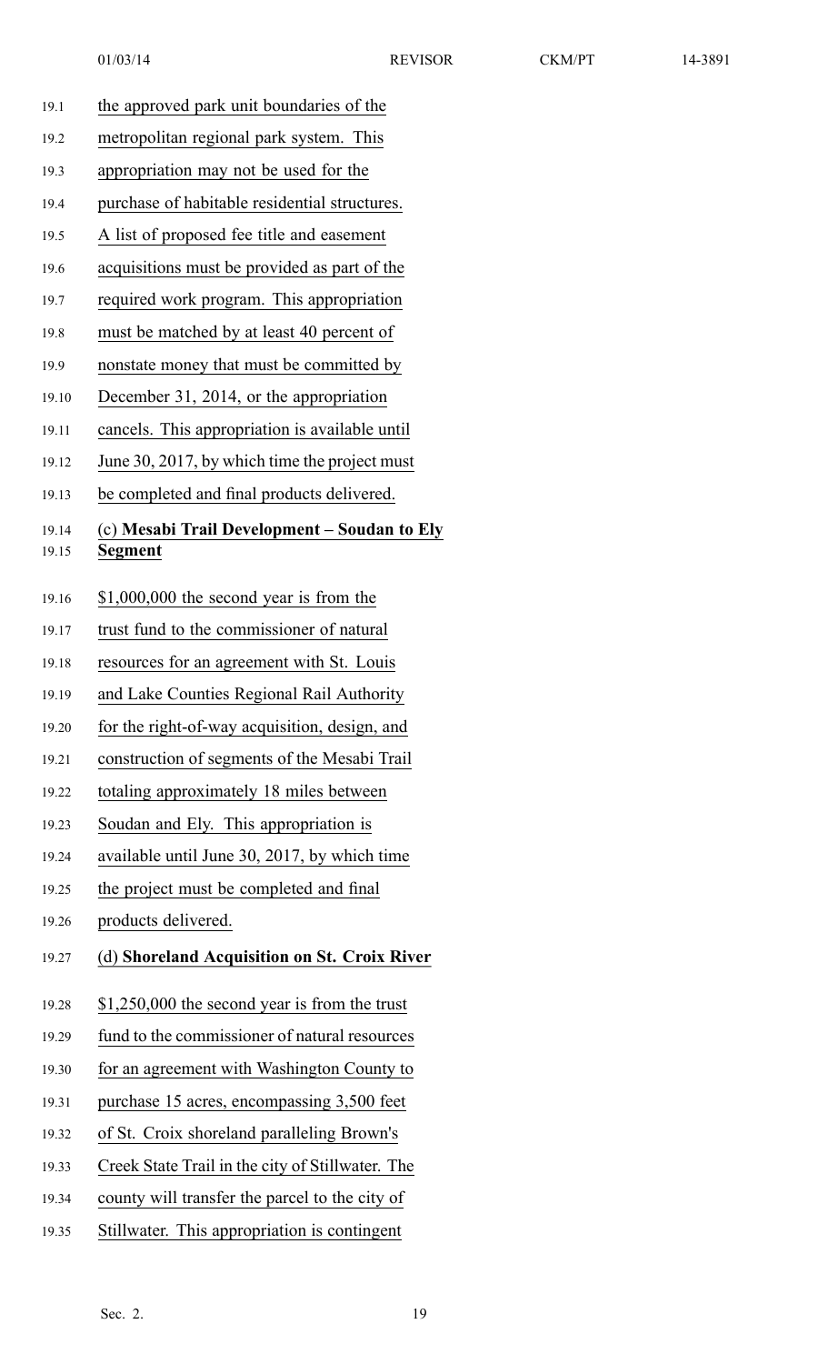the approved park unit boundaries of the metropolitan regional park system. This appropriation may not be used for the purchase of habitable residential structures. A list of proposed fee title and easement acquisitions must be provided as part of the required work program. This appropriation must be matched by at least 40 percent of nonstate money that must be committed by December 31, 2014, or the appropriation cancels. This appropriation is available until June 30, 2017, by which time the project must be completed and final products delivered.

(c) **Mesabi Trail Development – Soudan to Ely Segment**

$1,000,000 the second year is from the trust fund to the commissioner of natural resources for an agreement with St. Louis and Lake Counties Regional Rail Authority for the right-of-way acquisition, design, and construction of segments of the Mesabi Trail totaling approximately 18 miles between Soudan and Ely. This appropriation is available until June 30, 2017, by which time the project must be completed and final products delivered.

(d) **Shoreland Acquisition on St. Croix River**

$1,250,000 the second year is from the trust fund to the commissioner of natural resources for an agreement with Washington County to purchase 15 acres, encompassing 3,500 feet of St. Croix shoreland paralleling Brown's Creek State Trail in the city of Stillwater. The county will transfer the parcel to the city of Stillwater. This appropriation is contingent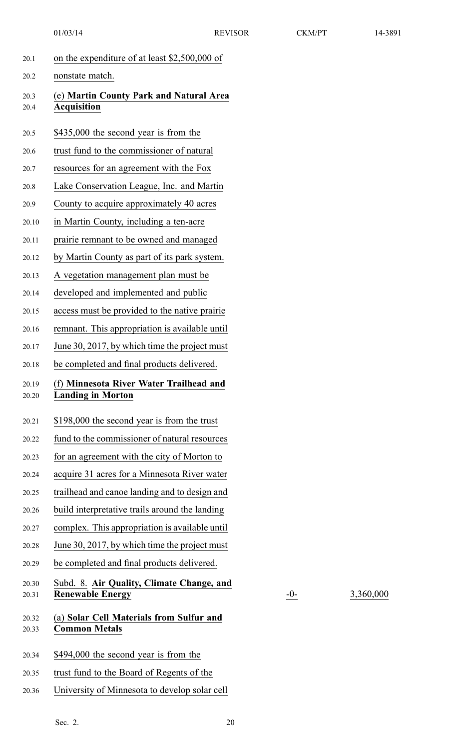on the expenditure of at least $2,500,000 of nonstate match.

(e) **Martin County Park and Natural Area Acquisition**

$435,000 the second year is from the trust fund to the commissioner of natural resources for an agreement with the Fox Lake Conservation League, Inc. and Martin County to acquire approximately 40 acres in Martin County, including a ten-acre prairie remnant to be owned and managed by Martin County as part of its park system. A vegetation management plan must be developed and implemented and public access must be provided to the native prairie remnant. This appropriation is available until June 30, 2017, by which time the project must be completed and final products delivered.

(f) **Minnesota River Water Trailhead and Landing in Morton**

$198,000 the second year is from the trust fund to the commissioner of natural resources for an agreement with the city of Morton to acquire 31 acres for a Minnesota River water trailhead and canoe landing and to design and build interpretative trails around the landing complex. This appropriation is available until June 30, 2017, by which time the project must be completed and final products delivered.

| | | |
|---|---|---|
| Subd. 8. **Air Quality, Climate Change, and Renewable Energy** | -0- | 3,360,000 |

(a) **Solar Cell Materials from Sulfur and Common Metals**

$494,000 the second year is from the trust fund to the Board of Regents of the University of Minnesota to develop solar cell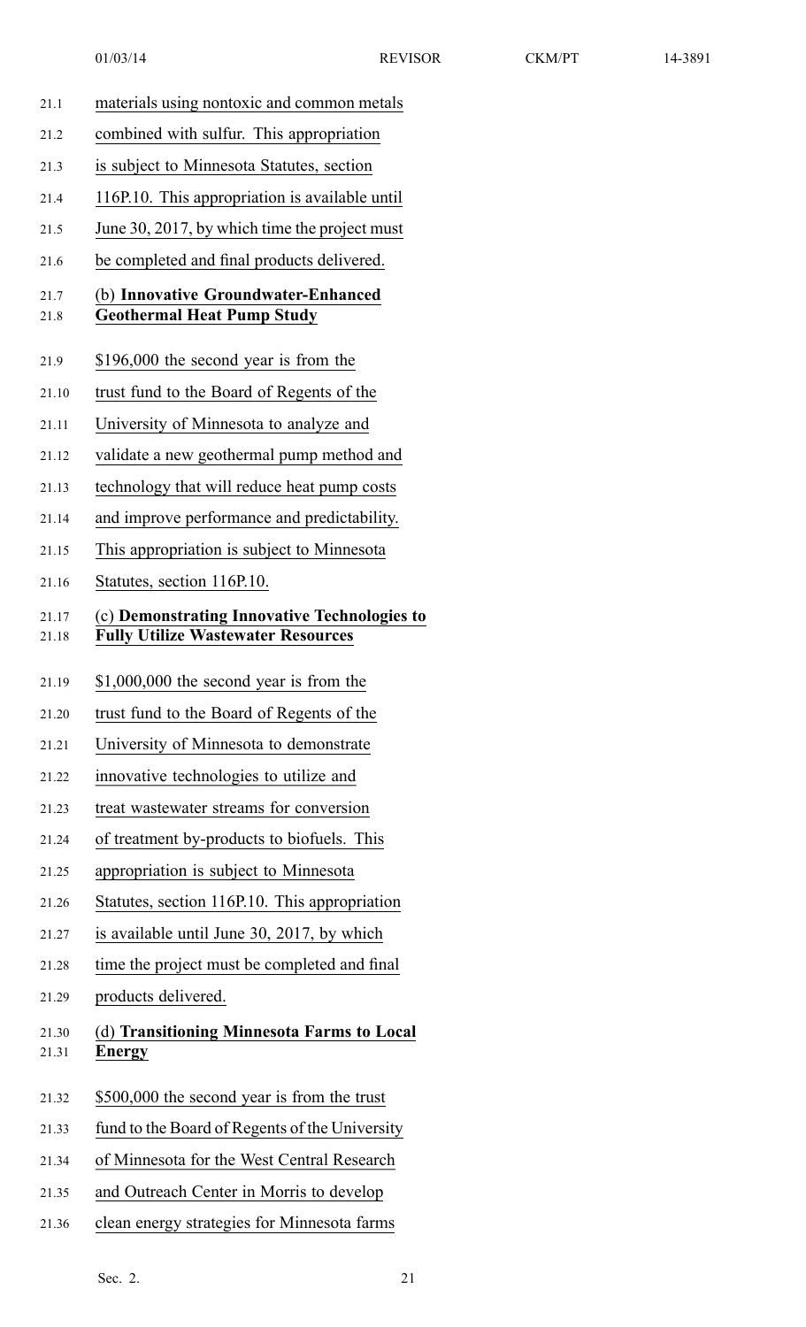materials using nontoxic and common metals combined with sulfur. This appropriation is subject to Minnesota Statutes, section 116P.10. This appropriation is available until June 30, 2017, by which time the project must be completed and final products delivered.

(b) **Innovative Groundwater-Enhanced Geothermal Heat Pump Study**

$196,000 the second year is from the trust fund to the Board of Regents of the University of Minnesota to analyze and validate a new geothermal pump method and technology that will reduce heat pump costs and improve performance and predictability. This appropriation is subject to Minnesota Statutes, section 116P.10.

(c) **Demonstrating Innovative Technologies to Fully Utilize Wastewater Resources**

$1,000,000 the second year is from the trust fund to the Board of Regents of the University of Minnesota to demonstrate innovative technologies to utilize and treat wastewater streams for conversion of treatment by-products to biofuels. This appropriation is subject to Minnesota Statutes, section 116P.10. This appropriation is available until June 30, 2017, by which time the project must be completed and final products delivered.

(d) **Transitioning Minnesota Farms to Local Energy**

$500,000 the second year is from the trust fund to the Board of Regents of the University of Minnesota for the West Central Research and Outreach Center in Morris to develop clean energy strategies for Minnesota farms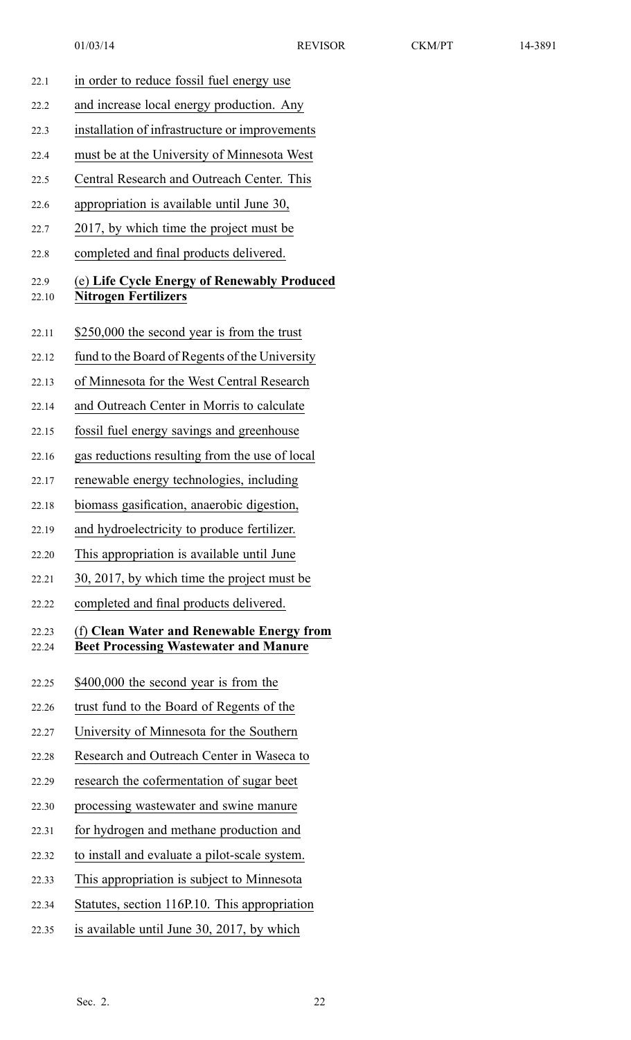in order to reduce fossil fuel energy use and increase local energy production. Any installation of infrastructure or improvements must be at the University of Minnesota West Central Research and Outreach Center. This appropriation is available until June 30, 2017, by which time the project must be completed and final products delivered.

(e) **Life Cycle Energy of Renewably Produced Nitrogen Fertilizers**

$250,000 the second year is from the trust fund to the Board of Regents of the University of Minnesota for the West Central Research and Outreach Center in Morris to calculate fossil fuel energy savings and greenhouse gas reductions resulting from the use of local renewable energy technologies, including biomass gasification, anaerobic digestion, and hydroelectricity to produce fertilizer. This appropriation is available until June 30, 2017, by which time the project must be completed and final products delivered.

(f) **Clean Water and Renewable Energy from Beet Processing Wastewater and Manure**

$400,000 the second year is from the trust fund to the Board of Regents of the University of Minnesota for the Southern Research and Outreach Center in Waseca to research the cofermentation of sugar beet processing wastewater and swine manure for hydrogen and methane production and to install and evaluate a pilot-scale system. This appropriation is subject to Minnesota Statutes, section 116P.10. This appropriation is available until June 30, 2017, by which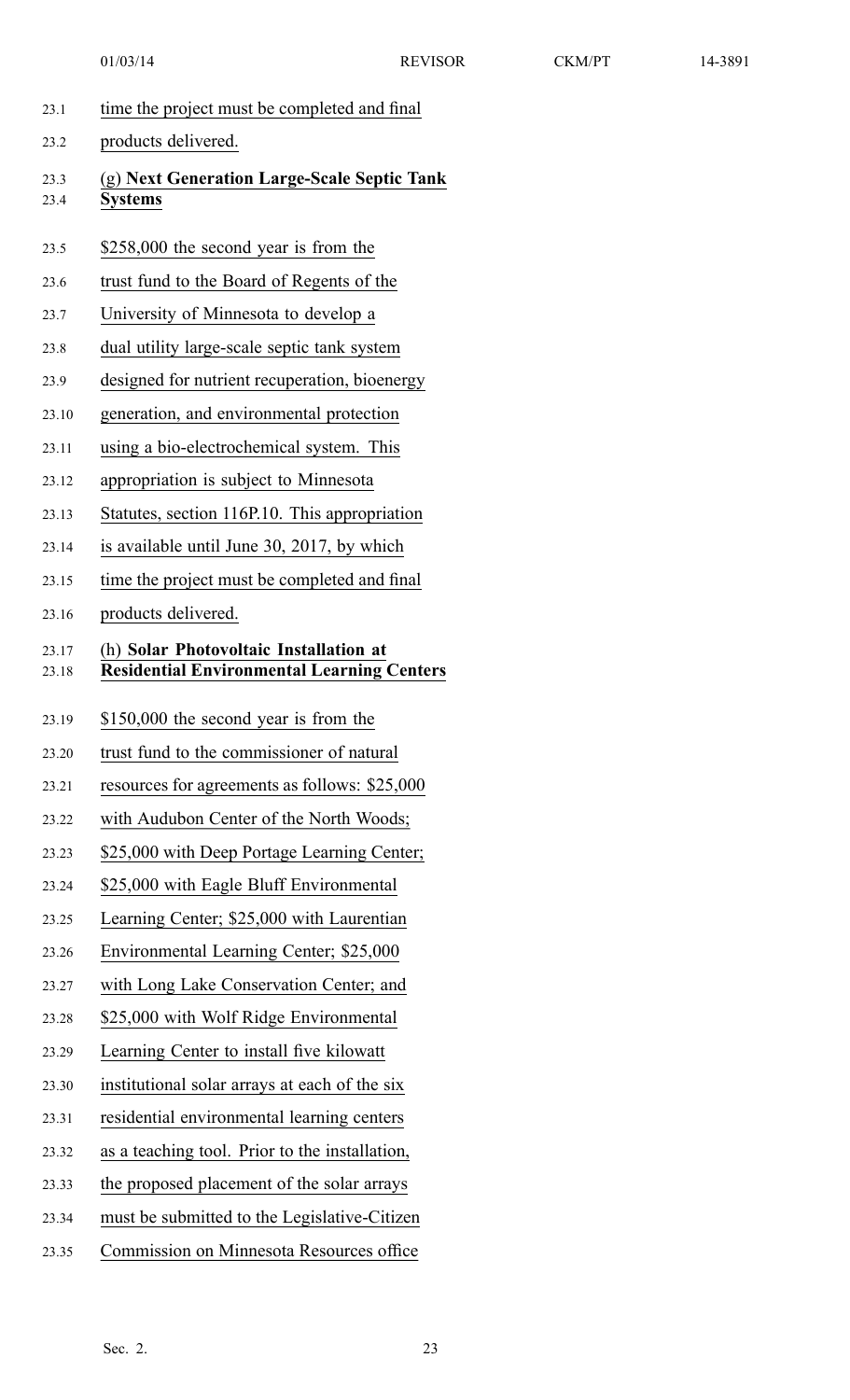time the project must be completed and final products delivered.

(g) **Next Generation Large-Scale Septic Tank Systems**

$258,000 the second year is from the trust fund to the Board of Regents of the University of Minnesota to develop a dual utility large-scale septic tank system designed for nutrient recuperation, bioenergy generation, and environmental protection using a bio-electrochemical system. This appropriation is subject to Minnesota Statutes, section 116P.10. This appropriation is available until June 30, 2017, by which time the project must be completed and final products delivered.

(h) **Solar Photovoltaic Installation at Residential Environmental Learning Centers**

$150,000 the second year is from the trust fund to the commissioner of natural resources for agreements as follows: $25,000 with Audubon Center of the North Woods; $25,000 with Deep Portage Learning Center; $25,000 with Eagle Bluff Environmental Learning Center; $25,000 with Laurentian Environmental Learning Center; $25,000 with Long Lake Conservation Center; and $25,000 with Wolf Ridge Environmental Learning Center to install five kilowatt institutional solar arrays at each of the six residential environmental learning centers as a teaching tool. Prior to the installation, the proposed placement of the solar arrays must be submitted to the Legislative-Citizen Commission on Minnesota Resources office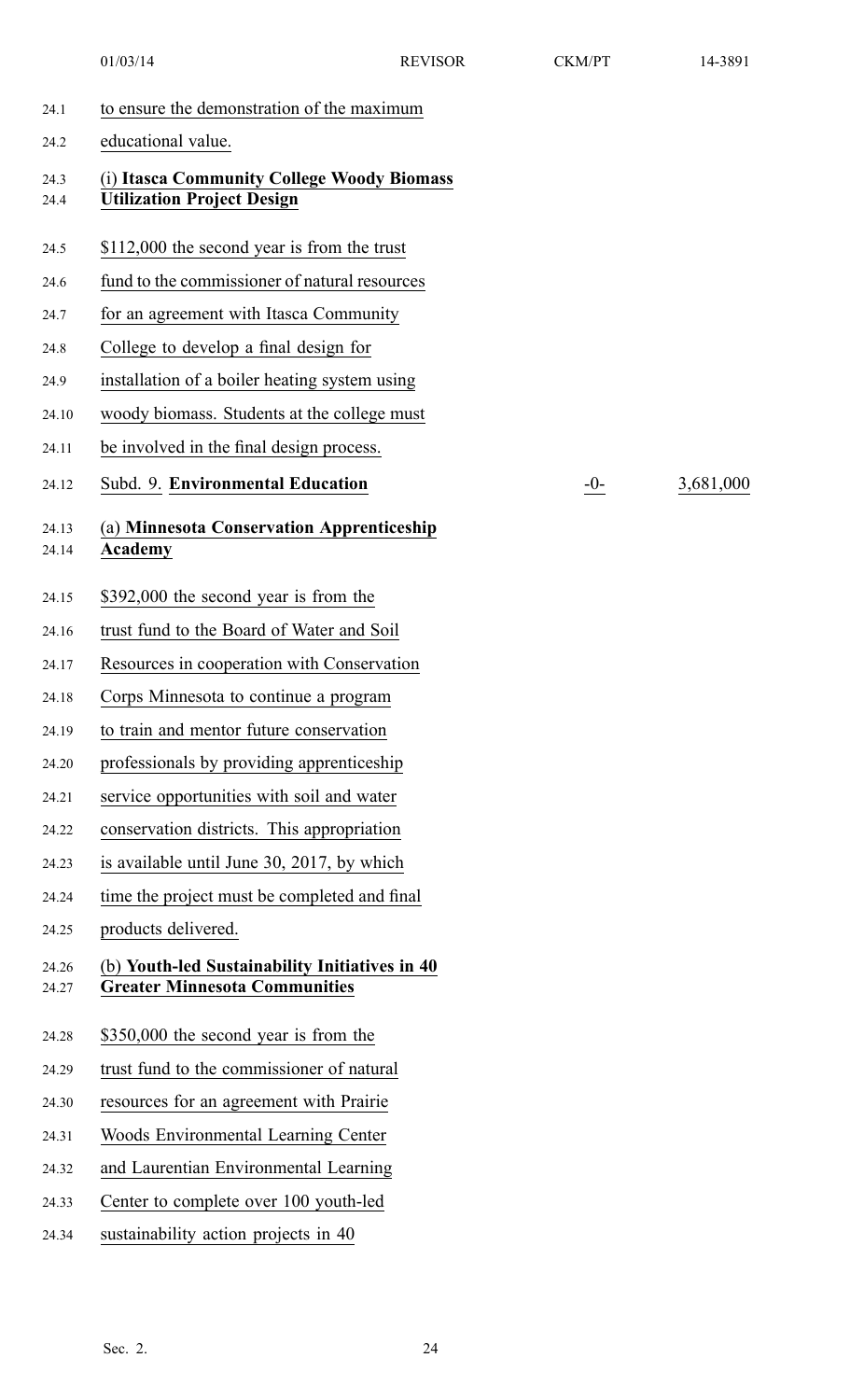to ensure the demonstration of the maximum educational value.

(i) **Itasca Community College Woody Biomass Utilization Project Design**

$112,000 the second year is from the trust fund to the commissioner of natural resources for an agreement with Itasca Community College to develop a final design for installation of a boiler heating system using woody biomass. Students at the college must be involved in the final design process.

| Subd. 9. **Environmental Education** | -0- | 3,681,000 |
|---|---|---|

(a) **Minnesota Conservation Apprenticeship Academy**

$392,000 the second year is from the trust fund to the Board of Water and Soil Resources in cooperation with Conservation Corps Minnesota to continue a program to train and mentor future conservation professionals by providing apprenticeship service opportunities with soil and water conservation districts. This appropriation is available until June 30, 2017, by which time the project must be completed and final products delivered.

(b) **Youth-led Sustainability Initiatives in 40 Greater Minnesota Communities**

$350,000 the second year is from the trust fund to the commissioner of natural resources for an agreement with Prairie Woods Environmental Learning Center and Laurentian Environmental Learning Center to complete over 100 youth-led sustainability action projects in 40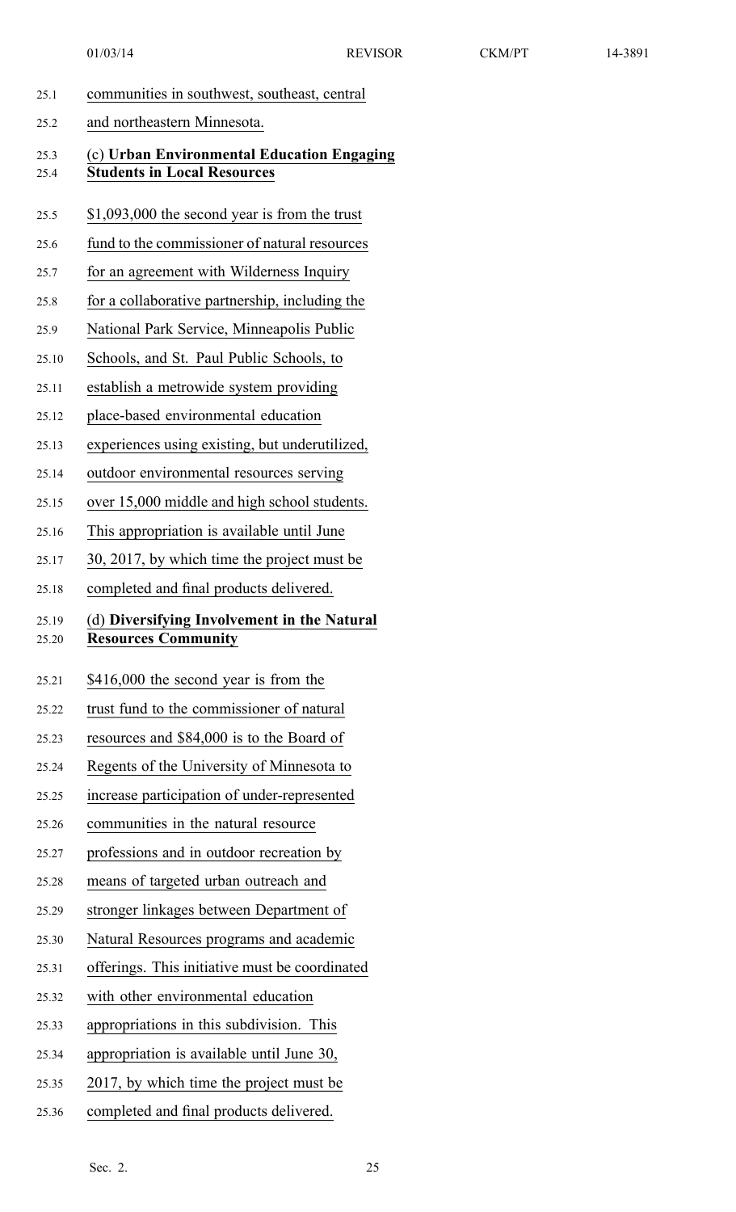communities in southwest, southeast, central and northeastern Minnesota.

(c) **Urban Environmental Education Engaging Students in Local Resources**

$1,093,000 the second year is from the trust fund to the commissioner of natural resources for an agreement with Wilderness Inquiry for a collaborative partnership, including the National Park Service, Minneapolis Public Schools, and St. Paul Public Schools, to establish a metrowide system providing place-based environmental education experiences using existing, but underutilized, outdoor environmental resources serving over 15,000 middle and high school students. This appropriation is available until June 30, 2017, by which time the project must be completed and final products delivered.

(d) **Diversifying Involvement in the Natural Resources Community**

$416,000 the second year is from the trust fund to the commissioner of natural resources and $84,000 is to the Board of Regents of the University of Minnesota to increase participation of under-represented communities in the natural resource professions and in outdoor recreation by means of targeted urban outreach and stronger linkages between Department of Natural Resources programs and academic offerings. This initiative must be coordinated with other environmental education appropriations in this subdivision. This appropriation is available until June 30, 2017, by which time the project must be completed and final products delivered.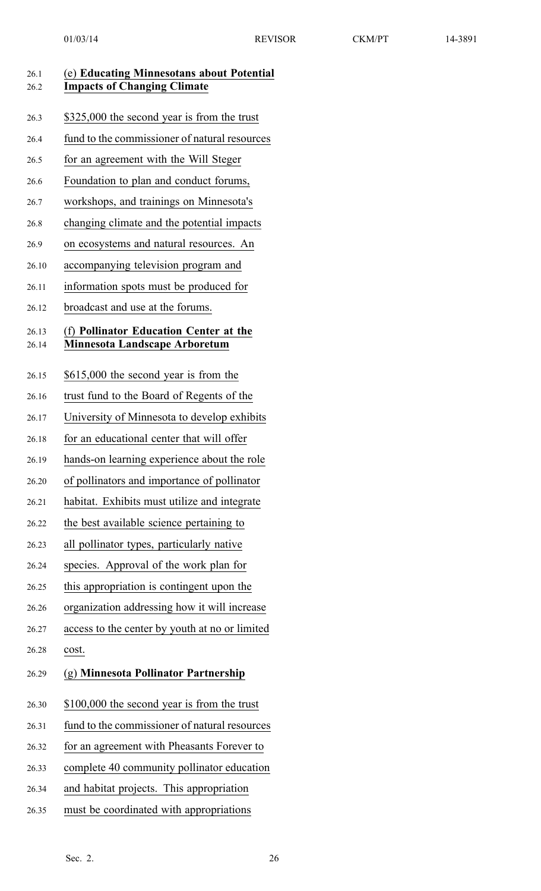(e) **Educating Minnesotans about Potential Impacts of Changing Climate**

\$325,000 the second year is from the trust fund to the commissioner of natural resources for an agreement with the Will Steger Foundation to plan and conduct forums, workshops, and trainings on Minnesota's changing climate and the potential impacts on ecosystems and natural resources. An accompanying television program and information spots must be produced for broadcast and use at the forums.

(f) **Pollinator Education Center at the Minnesota Landscape Arboretum**

\$615,000 the second year is from the trust fund to the Board of Regents of the University of Minnesota to develop exhibits for an educational center that will offer hands-on learning experience about the role of pollinators and importance of pollinator habitat. Exhibits must utilize and integrate the best available science pertaining to all pollinator types, particularly native species. Approval of the work plan for this appropriation is contingent upon the organization addressing how it will increase access to the center by youth at no or limited cost.

(g) **Minnesota Pollinator Partnership**

\$100,000 the second year is from the trust fund to the commissioner of natural resources for an agreement with Pheasants Forever to complete 40 community pollinator education and habitat projects. This appropriation must be coordinated with appropriations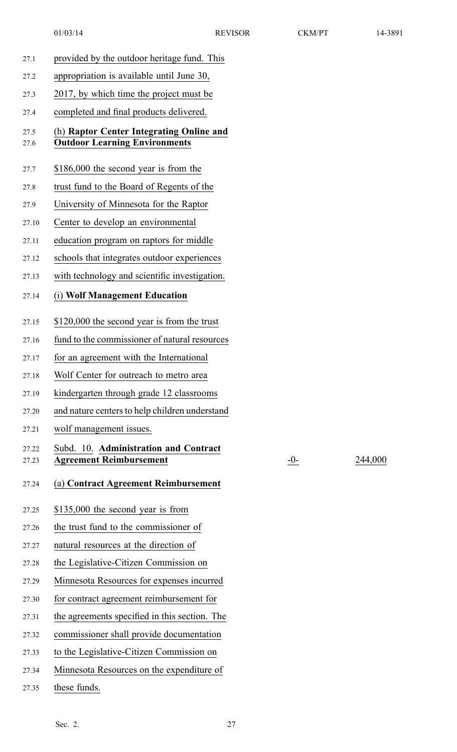provided by the outdoor heritage fund. This appropriation is available until June 30, 2017, by which time the project must be completed and final products delivered.

(h) **Raptor Center Integrating Online and Outdoor Learning Environments**

$186,000 the second year is from the trust fund to the Board of Regents of the University of Minnesota for the Raptor Center to develop an environmental education program on raptors for middle schools that integrates outdoor experiences with technology and scientific investigation.

(i) **Wolf Management Education**

$120,000 the second year is from the trust fund to the commissioner of natural resources for an agreement with the International Wolf Center for outreach to metro area kindergarten through grade 12 classrooms and nature centers to help children understand wolf management issues.

| Subd. 10. **Administration and Contract Agreement Reimbursement** | -0- | 244,000 |
| --- | --- | --- |

(a) **Contract Agreement Reimbursement**

$135,000 the second year is from the trust fund to the commissioner of natural resources at the direction of the Legislative-Citizen Commission on Minnesota Resources for expenses incurred for contract agreement reimbursement for the agreements specified in this section. The commissioner shall provide documentation to the Legislative-Citizen Commission on Minnesota Resources on the expenditure of these funds.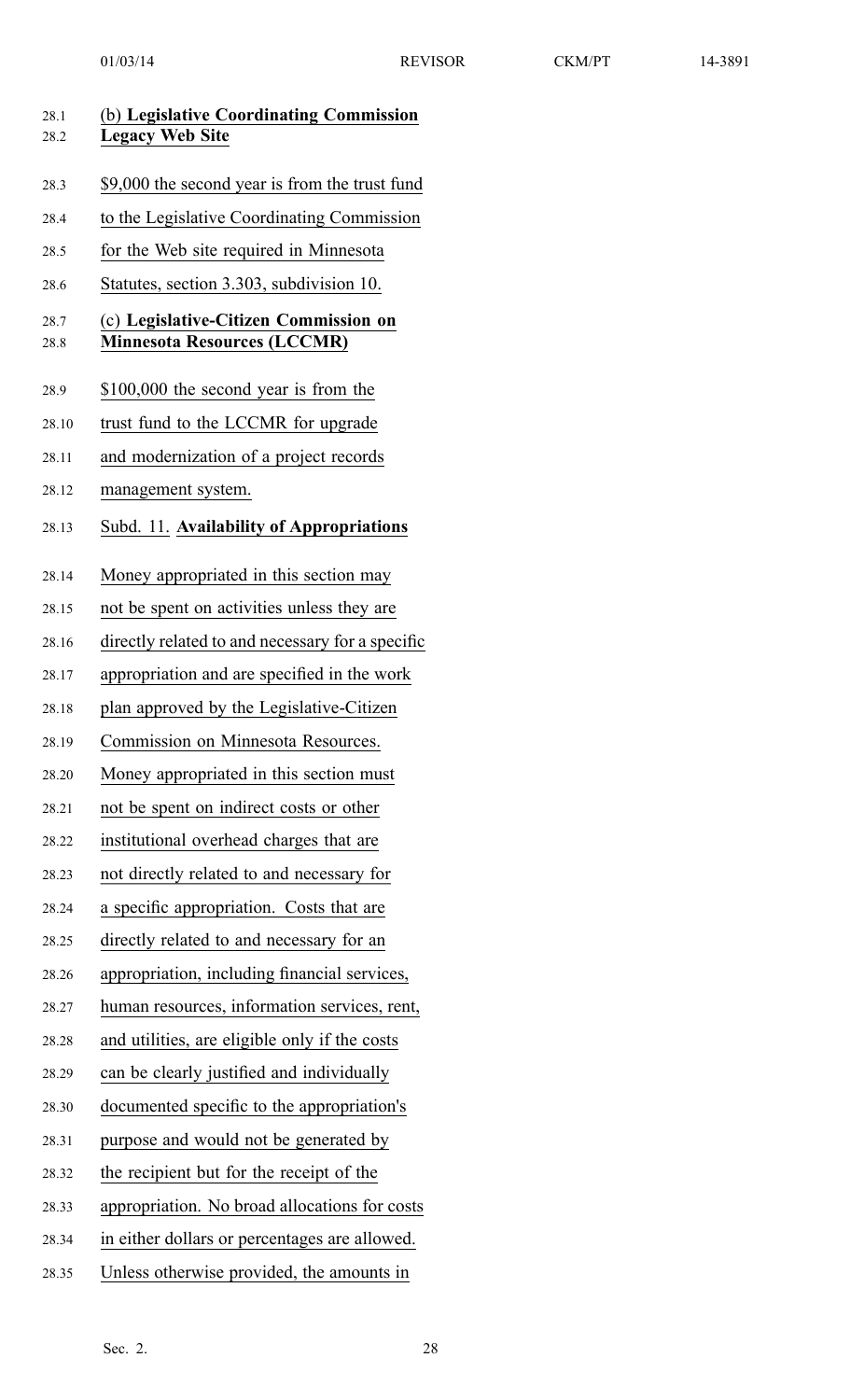(b) **Legislative Coordinating Commission Legacy Web Site**

$9,000 the second year is from the trust fund to the Legislative Coordinating Commission for the Web site required in Minnesota Statutes, section 3.303, subdivision 10.

(c) **Legislative-Citizen Commission on Minnesota Resources (LCCMR)**

$100,000 the second year is from the trust fund to the LCCMR for upgrade and modernization of a project records management system.

Subd. 11. **Availability of Appropriations**

Money appropriated in this section may not be spent on activities unless they are directly related to and necessary for a specific appropriation and are specified in the work plan approved by the Legislative-Citizen Commission on Minnesota Resources. Money appropriated in this section must not be spent on indirect costs or other institutional overhead charges that are not directly related to and necessary for a specific appropriation. Costs that are directly related to and necessary for an appropriation, including financial services, human resources, information services, rent, and utilities, are eligible only if the costs can be clearly justified and individually documented specific to the appropriation's purpose and would not be generated by the recipient but for the receipt of the appropriation. No broad allocations for costs in either dollars or percentages are allowed. Unless otherwise provided, the amounts in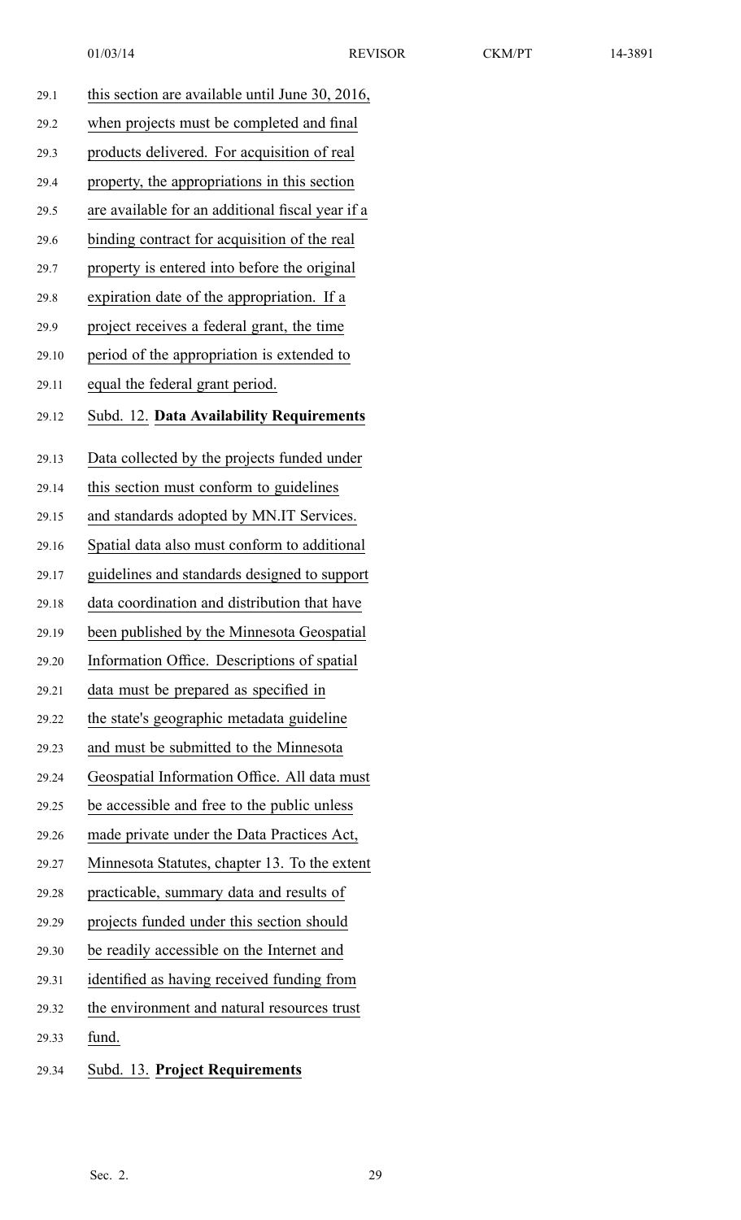this section are available until June 30, 2016, when projects must be completed and final products delivered. For acquisition of real property, the appropriations in this section are available for an additional fiscal year if a binding contract for acquisition of the real property is entered into before the original expiration date of the appropriation. If a project receives a federal grant, the time period of the appropriation is extended to equal the federal grant period.

Subd. 12. **Data Availability Requirements**

Data collected by the projects funded under this section must conform to guidelines and standards adopted by MN.IT Services. Spatial data also must conform to additional guidelines and standards designed to support data coordination and distribution that have been published by the Minnesota Geospatial Information Office. Descriptions of spatial data must be prepared as specified in the state's geographic metadata guideline and must be submitted to the Minnesota Geospatial Information Office. All data must be accessible and free to the public unless made private under the Data Practices Act, Minnesota Statutes, chapter 13. To the extent practicable, summary data and results of projects funded under this section should be readily accessible on the Internet and identified as having received funding from the environment and natural resources trust fund.

Subd. 13. **Project Requirements**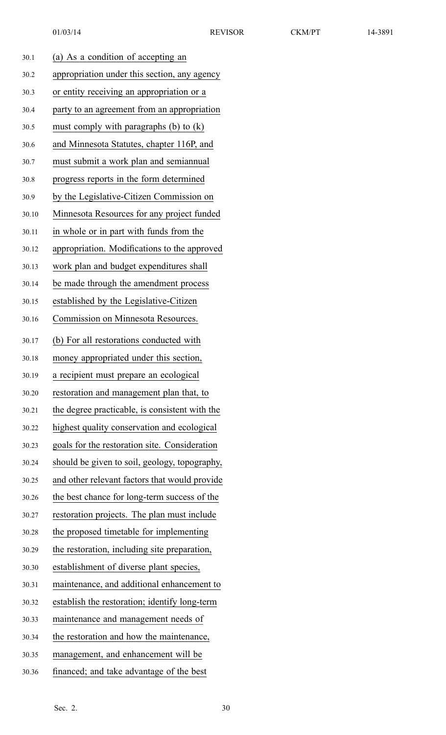(a) As a condition of accepting an appropriation under this section, any agency or entity receiving an appropriation or a party to an agreement from an appropriation must comply with paragraphs (b) to (k) and Minnesota Statutes, chapter 116P, and must submit a work plan and semiannual progress reports in the form determined by the Legislative-Citizen Commission on Minnesota Resources for any project funded in whole or in part with funds from the appropriation. Modifications to the approved work plan and budget expenditures shall be made through the amendment process established by the Legislative-Citizen Commission on Minnesota Resources.

(b) For all restorations conducted with money appropriated under this section, a recipient must prepare an ecological restoration and management plan that, to the degree practicable, is consistent with the highest quality conservation and ecological goals for the restoration site. Consideration should be given to soil, geology, topography, and other relevant factors that would provide the best chance for long-term success of the restoration projects. The plan must include the proposed timetable for implementing the restoration, including site preparation, establishment of diverse plant species, maintenance, and additional enhancement to establish the restoration; identify long-term maintenance and management needs of the restoration and how the maintenance, management, and enhancement will be financed; and take advantage of the best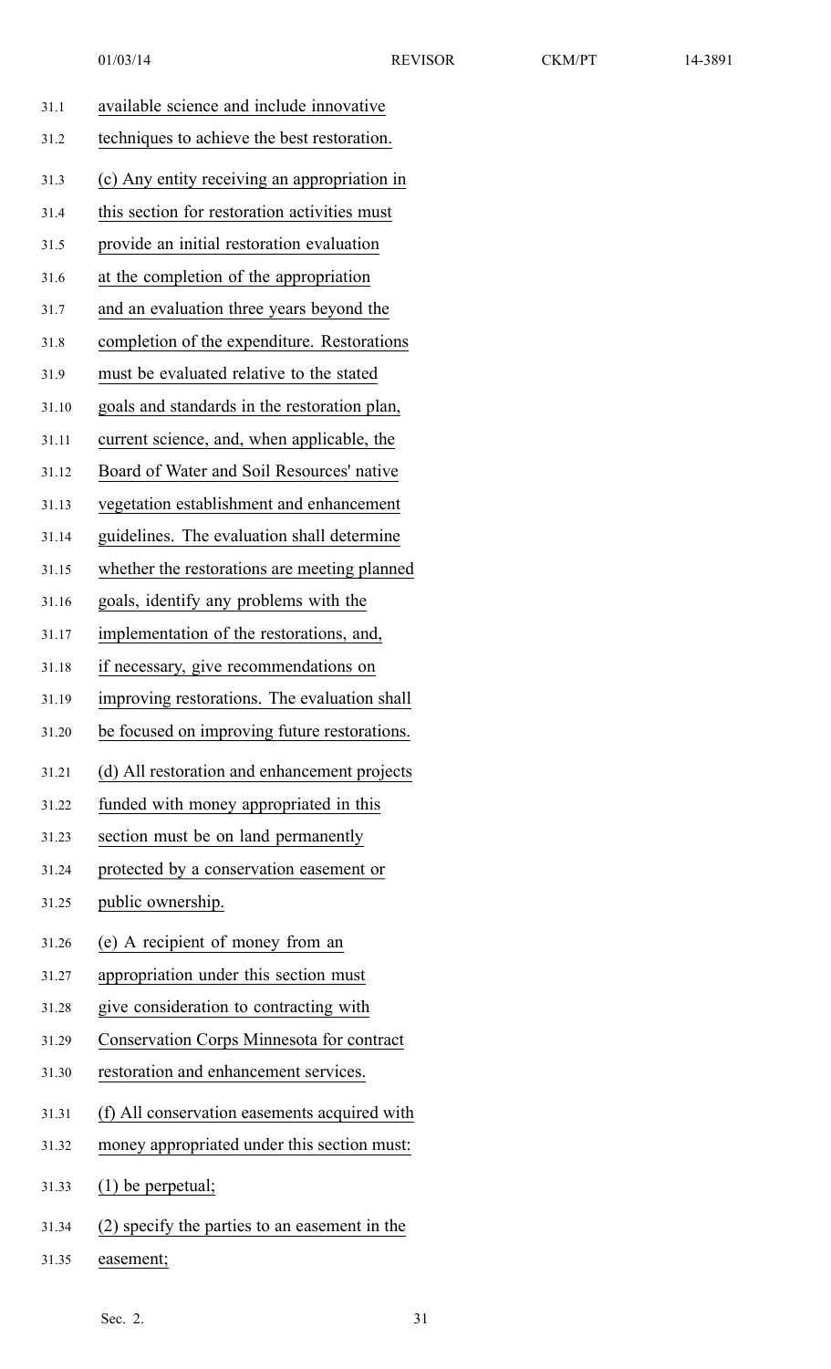available science and include innovative techniques to achieve the best restoration.

(c) Any entity receiving an appropriation in this section for restoration activities must provide an initial restoration evaluation at the completion of the appropriation and an evaluation three years beyond the completion of the expenditure. Restorations must be evaluated relative to the stated goals and standards in the restoration plan, current science, and, when applicable, the Board of Water and Soil Resources' native vegetation establishment and enhancement guidelines. The evaluation shall determine whether the restorations are meeting planned goals, identify any problems with the implementation of the restorations, and, if necessary, give recommendations on improving restorations. The evaluation shall be focused on improving future restorations.

(d) All restoration and enhancement projects funded with money appropriated in this section must be on land permanently protected by a conservation easement or public ownership.

(e) A recipient of money from an appropriation under this section must give consideration to contracting with Conservation Corps Minnesota for contract restoration and enhancement services.

(f) All conservation easements acquired with money appropriated under this section must:

(1) be perpetual;

(2) specify the parties to an easement in the easement;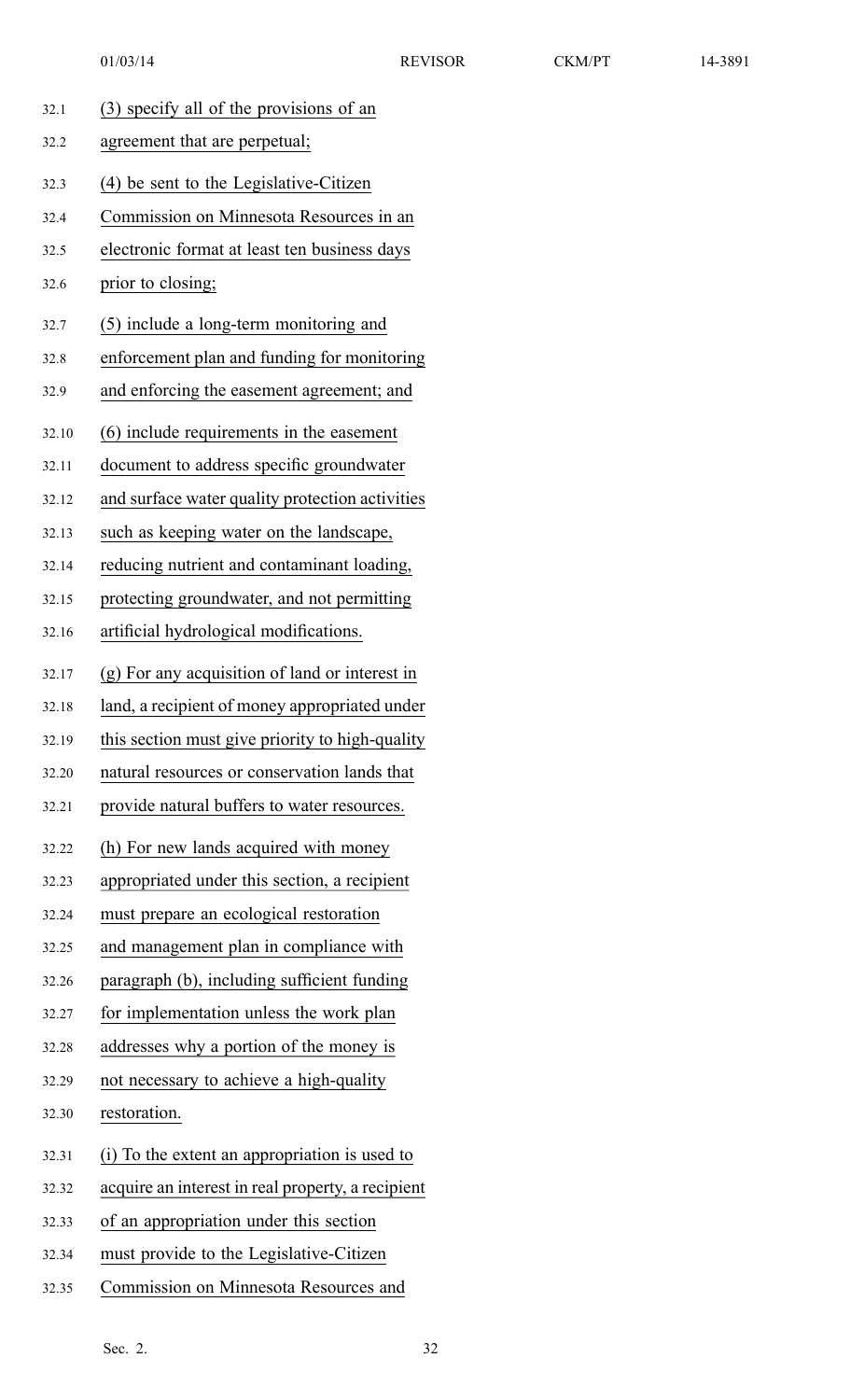(3) specify all of the provisions of an agreement that are perpetual;

(4) be sent to the Legislative-Citizen Commission on Minnesota Resources in an electronic format at least ten business days prior to closing;

(5) include a long-term monitoring and enforcement plan and funding for monitoring and enforcing the easement agreement; and

(6) include requirements in the easement document to address specific groundwater and surface water quality protection activities such as keeping water on the landscape, reducing nutrient and contaminant loading, protecting groundwater, and not permitting artificial hydrological modifications.

(g) For any acquisition of land or interest in land, a recipient of money appropriated under this section must give priority to high-quality natural resources or conservation lands that provide natural buffers to water resources.

(h) For new lands acquired with money appropriated under this section, a recipient must prepare an ecological restoration and management plan in compliance with paragraph (b), including sufficient funding for implementation unless the work plan addresses why a portion of the money is not necessary to achieve a high-quality restoration.

(i) To the extent an appropriation is used to acquire an interest in real property, a recipient of an appropriation under this section must provide to the Legislative-Citizen Commission on Minnesota Resources and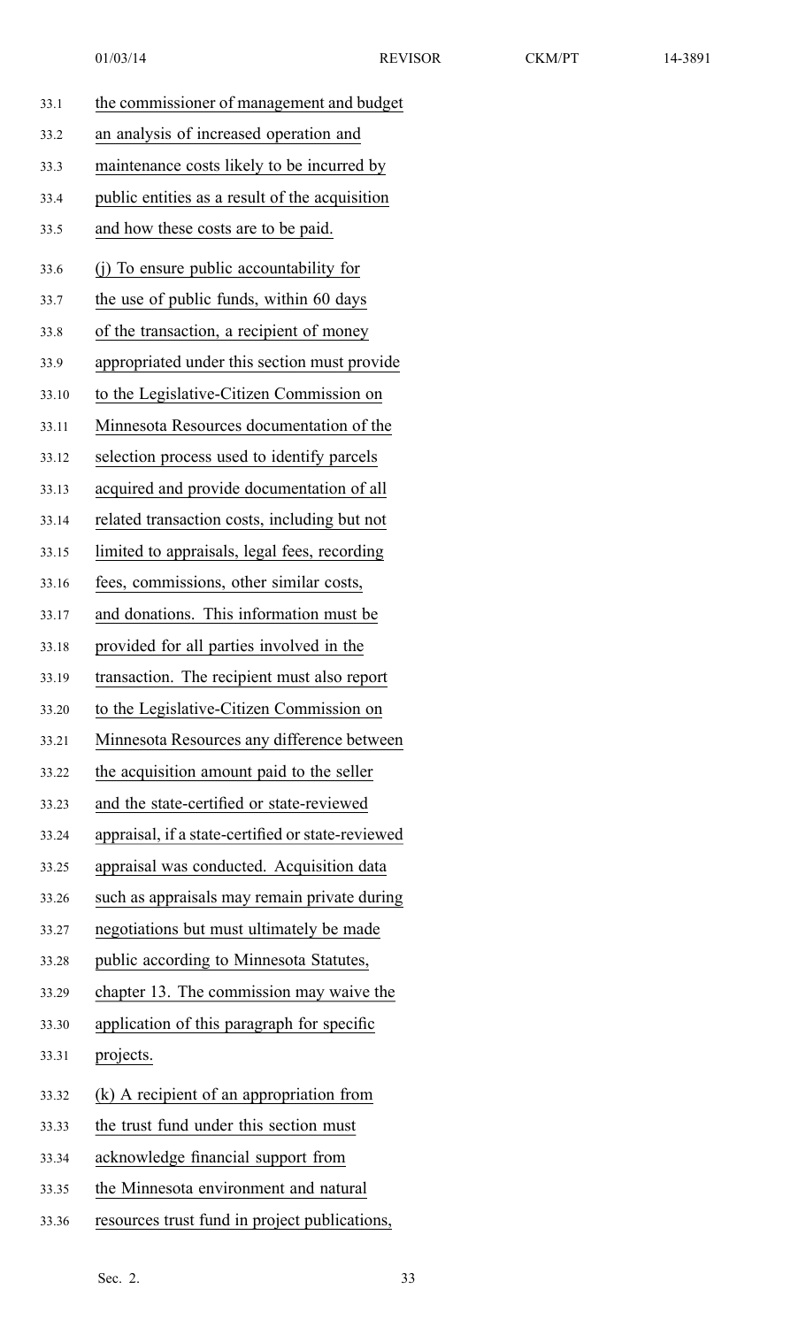the commissioner of management and budget an analysis of increased operation and maintenance costs likely to be incurred by public entities as a result of the acquisition and how these costs are to be paid.

(j) To ensure public accountability for the use of public funds, within 60 days of the transaction, a recipient of money appropriated under this section must provide to the Legislative-Citizen Commission on Minnesota Resources documentation of the selection process used to identify parcels acquired and provide documentation of all related transaction costs, including but not limited to appraisals, legal fees, recording fees, commissions, other similar costs, and donations. This information must be provided for all parties involved in the transaction. The recipient must also report to the Legislative-Citizen Commission on Minnesota Resources any difference between the acquisition amount paid to the seller and the state-certified or state-reviewed appraisal, if a state-certified or state-reviewed appraisal was conducted. Acquisition data such as appraisals may remain private during negotiations but must ultimately be made public according to Minnesota Statutes, chapter 13. The commission may waive the application of this paragraph for specific projects.

(k) A recipient of an appropriation from the trust fund under this section must acknowledge financial support from the Minnesota environment and natural resources trust fund in project publications,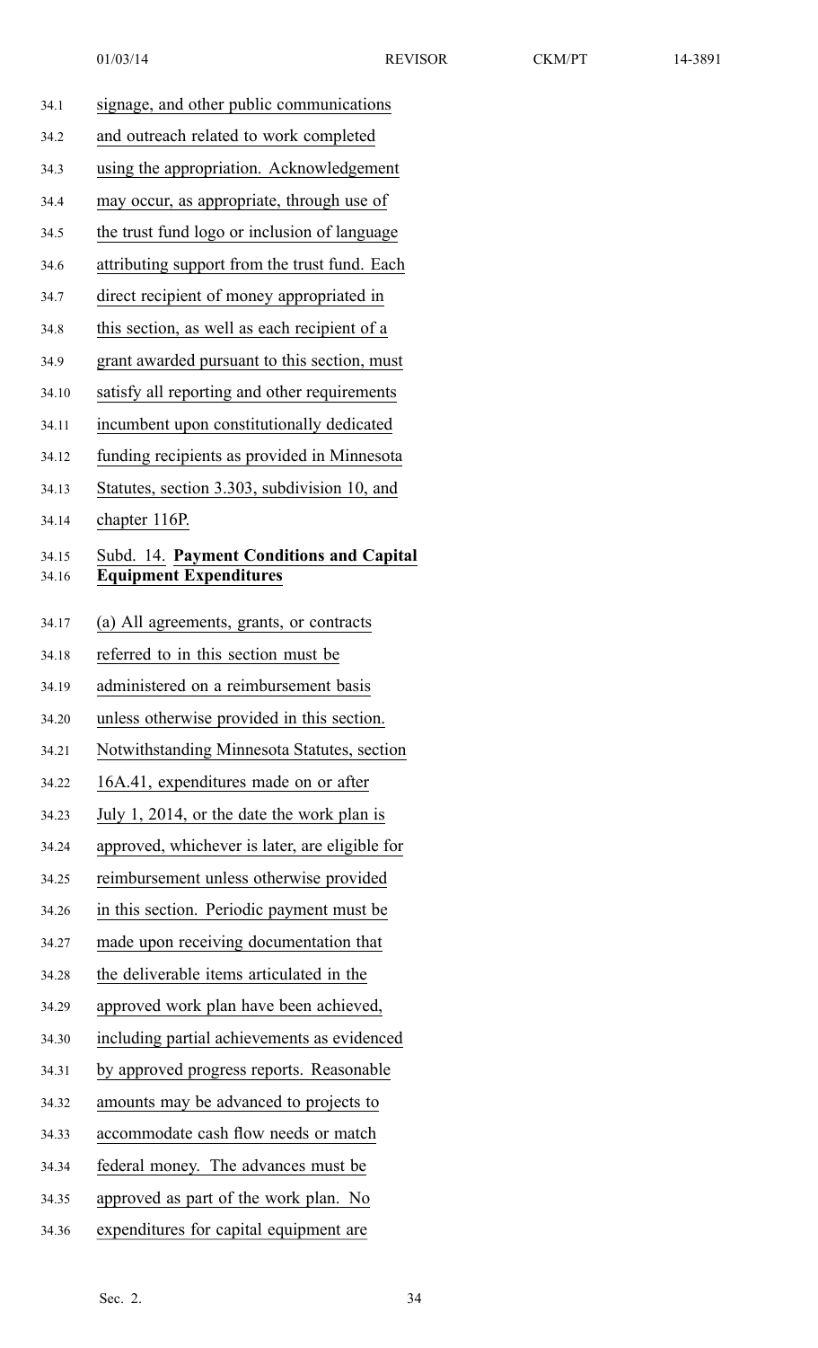signage, and other public communications and outreach related to work completed using the appropriation. Acknowledgement may occur, as appropriate, through use of the trust fund logo or inclusion of language attributing support from the trust fund. Each direct recipient of money appropriated in this section, as well as each recipient of a grant awarded pursuant to this section, must satisfy all reporting and other requirements incumbent upon constitutionally dedicated funding recipients as provided in Minnesota Statutes, section 3.303, subdivision 10, and chapter 116P.

Subd. 14. **Payment Conditions and Capital Equipment Expenditures**

(a) All agreements, grants, or contracts referred to in this section must be administered on a reimbursement basis unless otherwise provided in this section. Notwithstanding Minnesota Statutes, section 16A.41, expenditures made on or after July 1, 2014, or the date the work plan is approved, whichever is later, are eligible for reimbursement unless otherwise provided in this section. Periodic payment must be made upon receiving documentation that the deliverable items articulated in the approved work plan have been achieved, including partial achievements as evidenced by approved progress reports. Reasonable amounts may be advanced to projects to accommodate cash flow needs or match federal money. The advances must be approved as part of the work plan. No expenditures for capital equipment are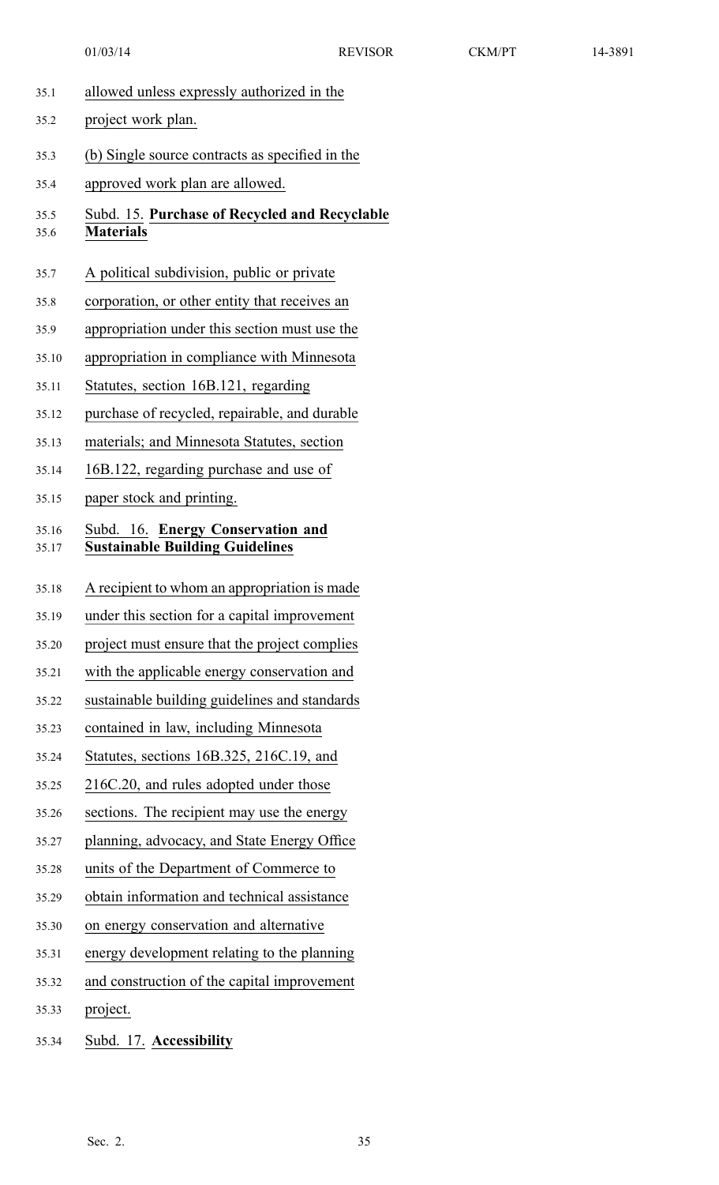allowed unless expressly authorized in the project work plan.

(b) Single source contracts as specified in the approved work plan are allowed.

Subd. 15. **Purchase of Recycled and Recyclable Materials**

A political subdivision, public or private corporation, or other entity that receives an appropriation under this section must use the appropriation in compliance with Minnesota Statutes, section 16B.121, regarding purchase of recycled, repairable, and durable materials; and Minnesota Statutes, section 16B.122, regarding purchase and use of paper stock and printing.

Subd. 16. **Energy Conservation and Sustainable Building Guidelines**

A recipient to whom an appropriation is made under this section for a capital improvement project must ensure that the project complies with the applicable energy conservation and sustainable building guidelines and standards contained in law, including Minnesota Statutes, sections 16B.325, 216C.19, and 216C.20, and rules adopted under those sections. The recipient may use the energy planning, advocacy, and State Energy Office units of the Department of Commerce to obtain information and technical assistance on energy conservation and alternative energy development relating to the planning and construction of the capital improvement project.

Subd. 17. **Accessibility**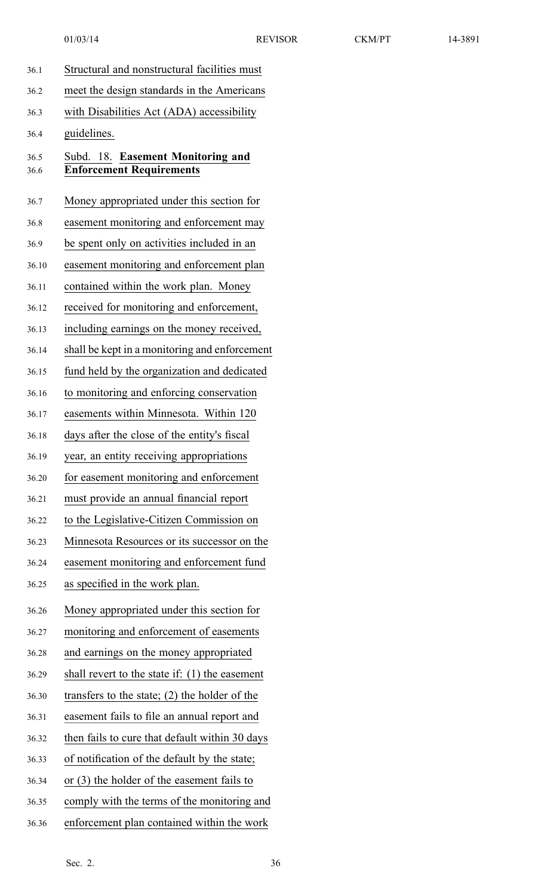Structural and nonstructural facilities must meet the design standards in the Americans with Disabilities Act (ADA) accessibility guidelines.

Subd. 18. **Easement Monitoring and Enforcement Requirements**

Money appropriated under this section for easement monitoring and enforcement may be spent only on activities included in an easement monitoring and enforcement plan contained within the work plan. Money received for monitoring and enforcement, including earnings on the money received, shall be kept in a monitoring and enforcement fund held by the organization and dedicated to monitoring and enforcing conservation easements within Minnesota. Within 120 days after the close of the entity's fiscal year, an entity receiving appropriations for easement monitoring and enforcement must provide an annual financial report to the Legislative-Citizen Commission on Minnesota Resources or its successor on the easement monitoring and enforcement fund as specified in the work plan.

Money appropriated under this section for monitoring and enforcement of easements and earnings on the money appropriated shall revert to the state if: (1) the easement transfers to the state; (2) the holder of the easement fails to file an annual report and then fails to cure that default within 30 days of notification of the default by the state; or (3) the holder of the easement fails to comply with the terms of the monitoring and enforcement plan contained within the work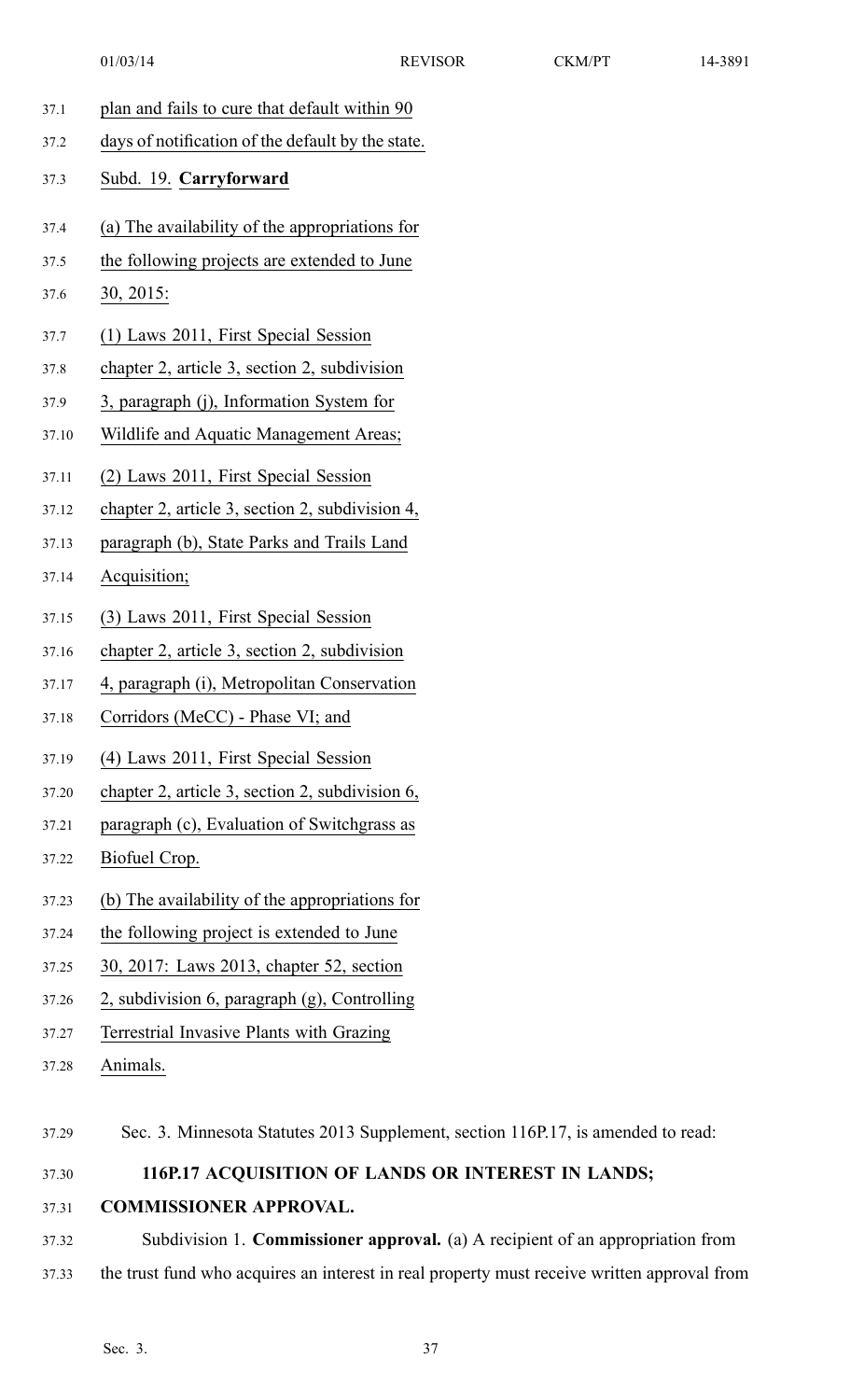plan and fails to cure that default within 90 days of notification of the default by the state.

Subd. 19. **Carryforward**

(a) The availability of the appropriations for the following projects are extended to June 30, 2015:

(1) Laws 2011, First Special Session chapter 2, article 3, section 2, subdivision 3, paragraph (j), Information System for Wildlife and Aquatic Management Areas;

(2) Laws 2011, First Special Session chapter 2, article 3, section 2, subdivision 4, paragraph (b), State Parks and Trails Land Acquisition;

(3) Laws 2011, First Special Session chapter 2, article 3, section 2, subdivision 4, paragraph (i), Metropolitan Conservation Corridors (MeCC) - Phase VI; and

(4) Laws 2011, First Special Session chapter 2, article 3, section 2, subdivision 6, paragraph (c), Evaluation of Switchgrass as Biofuel Crop.

(b) The availability of the appropriations for the following project is extended to June 30, 2017: Laws 2013, chapter 52, section 2, subdivision 6, paragraph (g), Controlling Terrestrial Invasive Plants with Grazing Animals.

Sec. 3. Minnesota Statutes 2013 Supplement, section 116P.17, is amended to read:

**116P.17 ACQUISITION OF LANDS OR INTEREST IN LANDS; COMMISSIONER APPROVAL.**

Subdivision 1. **Commissioner approval.** (a) A recipient of an appropriation from the trust fund who acquires an interest in real property must receive written approval from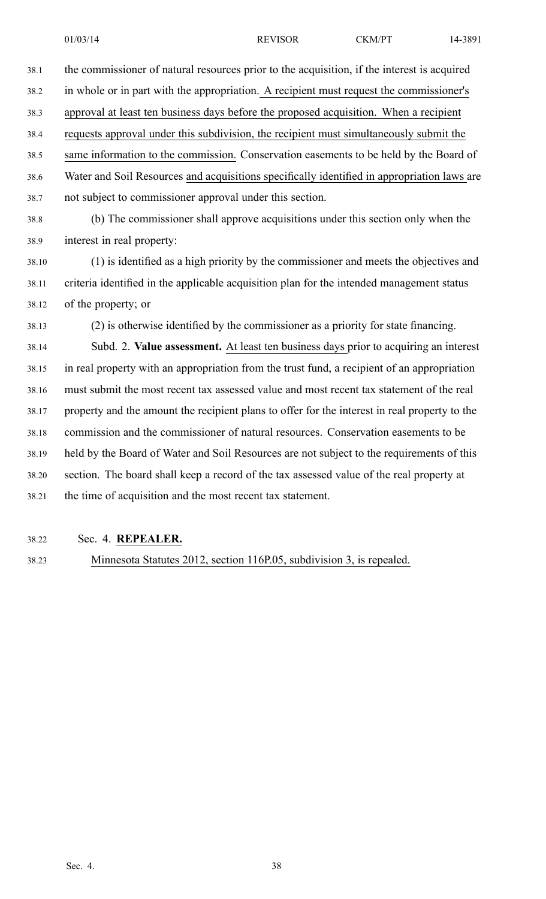the commissioner of natural resources prior to the acquisition, if the interest is acquired in whole or in part with the appropriation. A recipient must request the commissioner's approval at least ten business days before the proposed acquisition. When a recipient requests approval under this subdivision, the recipient must simultaneously submit the same information to the commission. Conservation easements to be held by the Board of Water and Soil Resources and acquisitions specifically identified in appropriation laws are not subject to commissioner approval under this section.

(b) The commissioner shall approve acquisitions under this section only when the interest in real property:

(1) is identified as a high priority by the commissioner and meets the objectives and criteria identified in the applicable acquisition plan for the intended management status of the property; or

(2) is otherwise identified by the commissioner as a priority for state financing.

Subd. 2. **Value assessment.** At least ten business days prior to acquiring an interest in real property with an appropriation from the trust fund, a recipient of an appropriation must submit the most recent tax assessed value and most recent tax statement of the real property and the amount the recipient plans to offer for the interest in real property to the commission and the commissioner of natural resources. Conservation easements to be held by the Board of Water and Soil Resources are not subject to the requirements of this section. The board shall keep a record of the tax assessed value of the real property at the time of acquisition and the most recent tax statement.

Sec. 4. **REPEALER.**

Minnesota Statutes 2012, section 116P.05, subdivision 3, is repealed.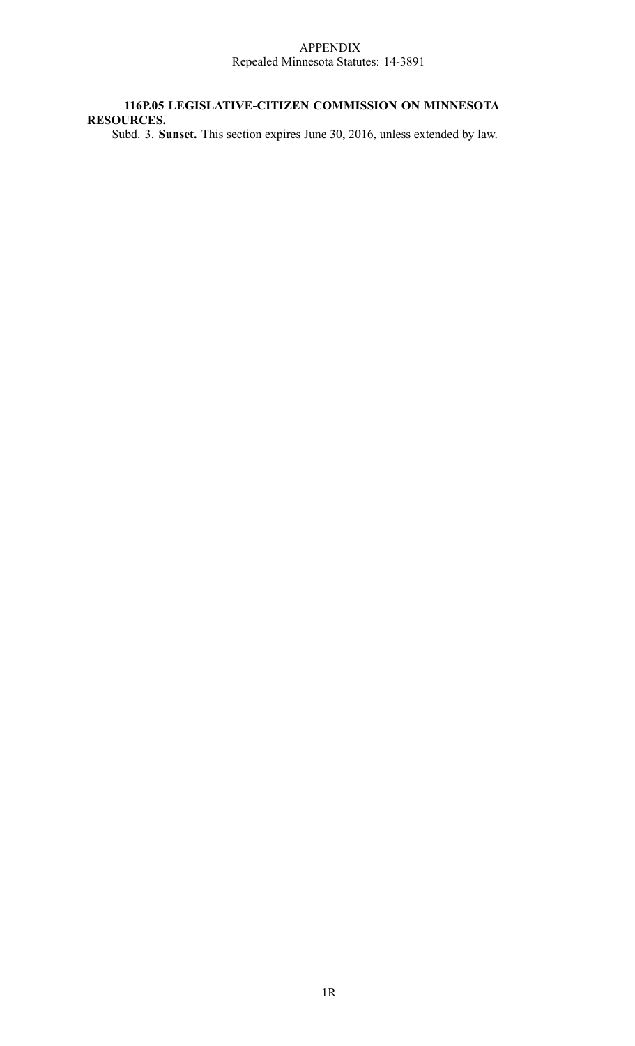APPENDIX
Repealed Minnesota Statutes: 14-3891

**116P.05 LEGISLATIVE-CITIZEN COMMISSION ON MINNESOTA RESOURCES.**

Subd. 3. **Sunset.** This section expires June 30, 2016, unless extended by law.